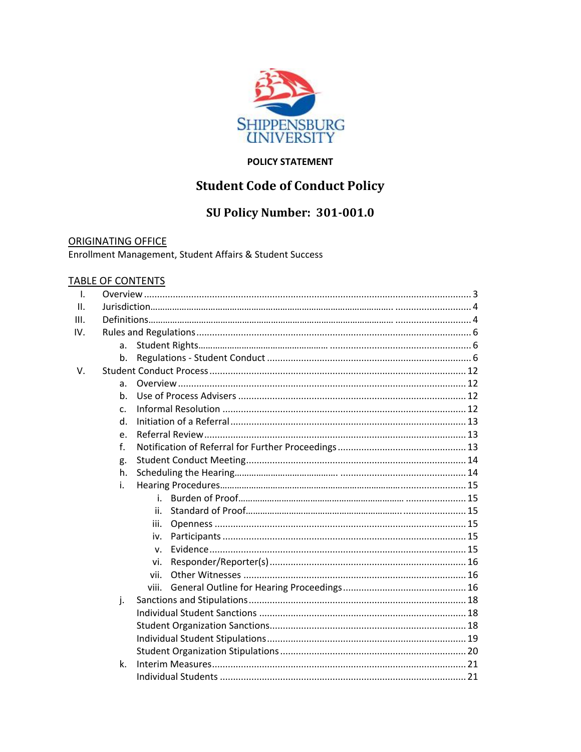SHIPPENSBURG UNIVERSITY

**POLICY STATEMENT**

# Student Code of Conduct Policy

## SU Policy Number: 301-001.0

ORIGINATING OFFICE

Enrollment Management, Student Affairs & Student Success

TABLE OF CONTENTS

- I. Overview ... 3
- II. Jurisdiction ... 4
- III. Definitions ... 4
- IV. Rules and Regulations ... 6
  - a. Student Rights ... 6
  - b. Regulations - Student Conduct ... 6
- V. Student Conduct Process ... 12
  - a. Overview ... 12
  - b. Use of Process Advisers ... 12
  - c. Informal Resolution ... 12
  - d. Initiation of a Referral ... 13
  - e. Referral Review ... 13
  - f. Notification of Referral for Further Proceedings ... 13
  - g. Student Conduct Meeting ... 14
  - h. Scheduling the Hearing ... 14
  - i. Hearing Procedures ... 15
    - i. Burden of Proof ... 15
    - ii. Standard of Proof ... 15
    - iii. Openness ... 15
    - iv. Participants ... 15
    - v. Evidence ... 15
    - vi. Responder/Reporter(s) ... 16
    - vii. Other Witnesses ... 16
    - viii. General Outline for Hearing Proceedings ... 16
  - j. Sanctions and Stipulations ... 18
    - Individual Student Sanctions ... 18
    - Student Organization Sanctions ... 18
    - Individual Student Stipulations ... 19
    - Student Organization Stipulations ... 20
  - k. Interim Measures ... 21
    - Individual Students ... 21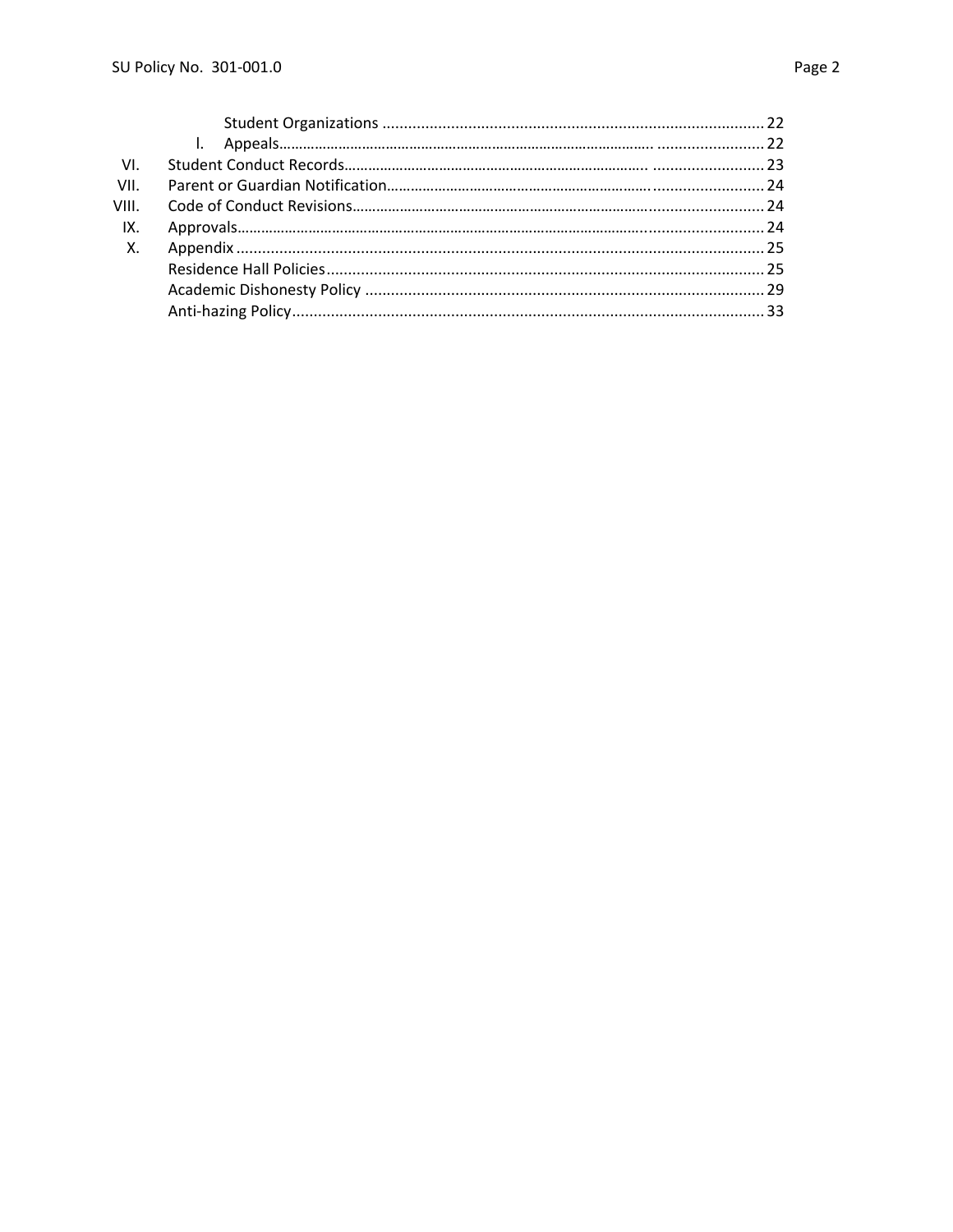| | | |
|---|---|---|
| | Student Organizations | 22 |
| | I. Appeals | 22 |
| VI. | Student Conduct Records | 23 |
| VII. | Parent or Guardian Notification | 24 |
| VIII. | Code of Conduct Revisions | 24 |
| IX. | Approvals | 24 |
| X. | Appendix | 25 |
| | Residence Hall Policies | 25 |
| | Academic Dishonesty Policy | 29 |
| | Anti-hazing Policy | 33 |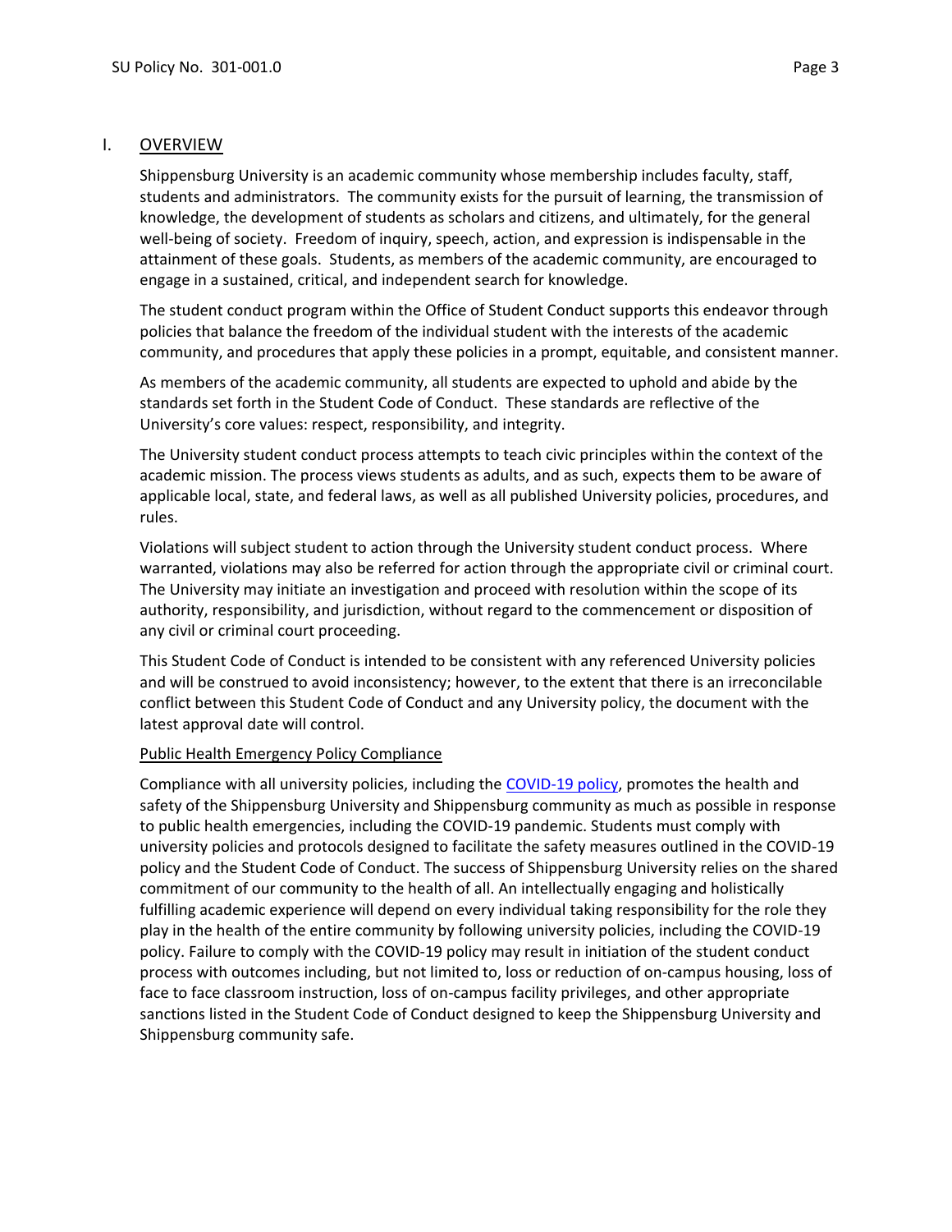## I. OVERVIEW

Shippensburg University is an academic community whose membership includes faculty, staff, students and administrators. The community exists for the pursuit of learning, the transmission of knowledge, the development of students as scholars and citizens, and ultimately, for the general well-being of society. Freedom of inquiry, speech, action, and expression is indispensable in the attainment of these goals. Students, as members of the academic community, are encouraged to engage in a sustained, critical, and independent search for knowledge.

The student conduct program within the Office of Student Conduct supports this endeavor through policies that balance the freedom of the individual student with the interests of the academic community, and procedures that apply these policies in a prompt, equitable, and consistent manner.

As members of the academic community, all students are expected to uphold and abide by the standards set forth in the Student Code of Conduct. These standards are reflective of the University's core values: respect, responsibility, and integrity.

The University student conduct process attempts to teach civic principles within the context of the academic mission. The process views students as adults, and as such, expects them to be aware of applicable local, state, and federal laws, as well as all published University policies, procedures, and rules.

Violations will subject student to action through the University student conduct process. Where warranted, violations may also be referred for action through the appropriate civil or criminal court. The University may initiate an investigation and proceed with resolution within the scope of its authority, responsibility, and jurisdiction, without regard to the commencement or disposition of any civil or criminal court proceeding.

This Student Code of Conduct is intended to be consistent with any referenced University policies and will be construed to avoid inconsistency; however, to the extent that there is an irreconcilable conflict between this Student Code of Conduct and any University policy, the document with the latest approval date will control.

### Public Health Emergency Policy Compliance

Compliance with all university policies, including the COVID-19 policy, promotes the health and safety of the Shippensburg University and Shippensburg community as much as possible in response to public health emergencies, including the COVID-19 pandemic. Students must comply with university policies and protocols designed to facilitate the safety measures outlined in the COVID-19 policy and the Student Code of Conduct. The success of Shippensburg University relies on the shared commitment of our community to the health of all. An intellectually engaging and holistically fulfilling academic experience will depend on every individual taking responsibility for the role they play in the health of the entire community by following university policies, including the COVID-19 policy. Failure to comply with the COVID-19 policy may result in initiation of the student conduct process with outcomes including, but not limited to, loss or reduction of on-campus housing, loss of face to face classroom instruction, loss of on-campus facility privileges, and other appropriate sanctions listed in the Student Code of Conduct designed to keep the Shippensburg University and Shippensburg community safe.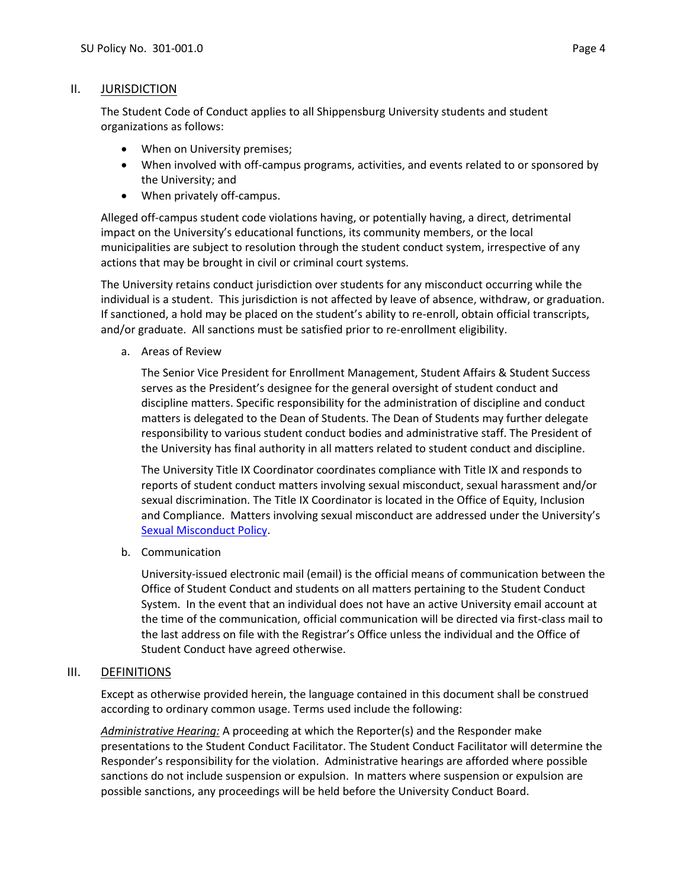## II. JURISDICTION

The Student Code of Conduct applies to all Shippensburg University students and student organizations as follows:

- When on University premises;
- When involved with off-campus programs, activities, and events related to or sponsored by the University; and
- When privately off-campus.

Alleged off-campus student code violations having, or potentially having, a direct, detrimental impact on the University's educational functions, its community members, or the local municipalities are subject to resolution through the student conduct system, irrespective of any actions that may be brought in civil or criminal court systems.

The University retains conduct jurisdiction over students for any misconduct occurring while the individual is a student. This jurisdiction is not affected by leave of absence, withdraw, or graduation. If sanctioned, a hold may be placed on the student's ability to re-enroll, obtain official transcripts, and/or graduate. All sanctions must be satisfied prior to re-enrollment eligibility.

a. Areas of Review

The Senior Vice President for Enrollment Management, Student Affairs & Student Success serves as the President's designee for the general oversight of student conduct and discipline matters. Specific responsibility for the administration of discipline and conduct matters is delegated to the Dean of Students. The Dean of Students may further delegate responsibility to various student conduct bodies and administrative staff. The President of the University has final authority in all matters related to student conduct and discipline.

The University Title IX Coordinator coordinates compliance with Title IX and responds to reports of student conduct matters involving sexual misconduct, sexual harassment and/or sexual discrimination. The Title IX Coordinator is located in the Office of Equity, Inclusion and Compliance. Matters involving sexual misconduct are addressed under the University's Sexual Misconduct Policy.

b. Communication

University-issued electronic mail (email) is the official means of communication between the Office of Student Conduct and students on all matters pertaining to the Student Conduct System. In the event that an individual does not have an active University email account at the time of the communication, official communication will be directed via first-class mail to the last address on file with the Registrar's Office unless the individual and the Office of Student Conduct have agreed otherwise.

## III. DEFINITIONS

Except as otherwise provided herein, the language contained in this document shall be construed according to ordinary common usage. Terms used include the following:

*Administrative Hearing:* A proceeding at which the Reporter(s) and the Responder make presentations to the Student Conduct Facilitator. The Student Conduct Facilitator will determine the Responder's responsibility for the violation. Administrative hearings are afforded where possible sanctions do not include suspension or expulsion. In matters where suspension or expulsion are possible sanctions, any proceedings will be held before the University Conduct Board.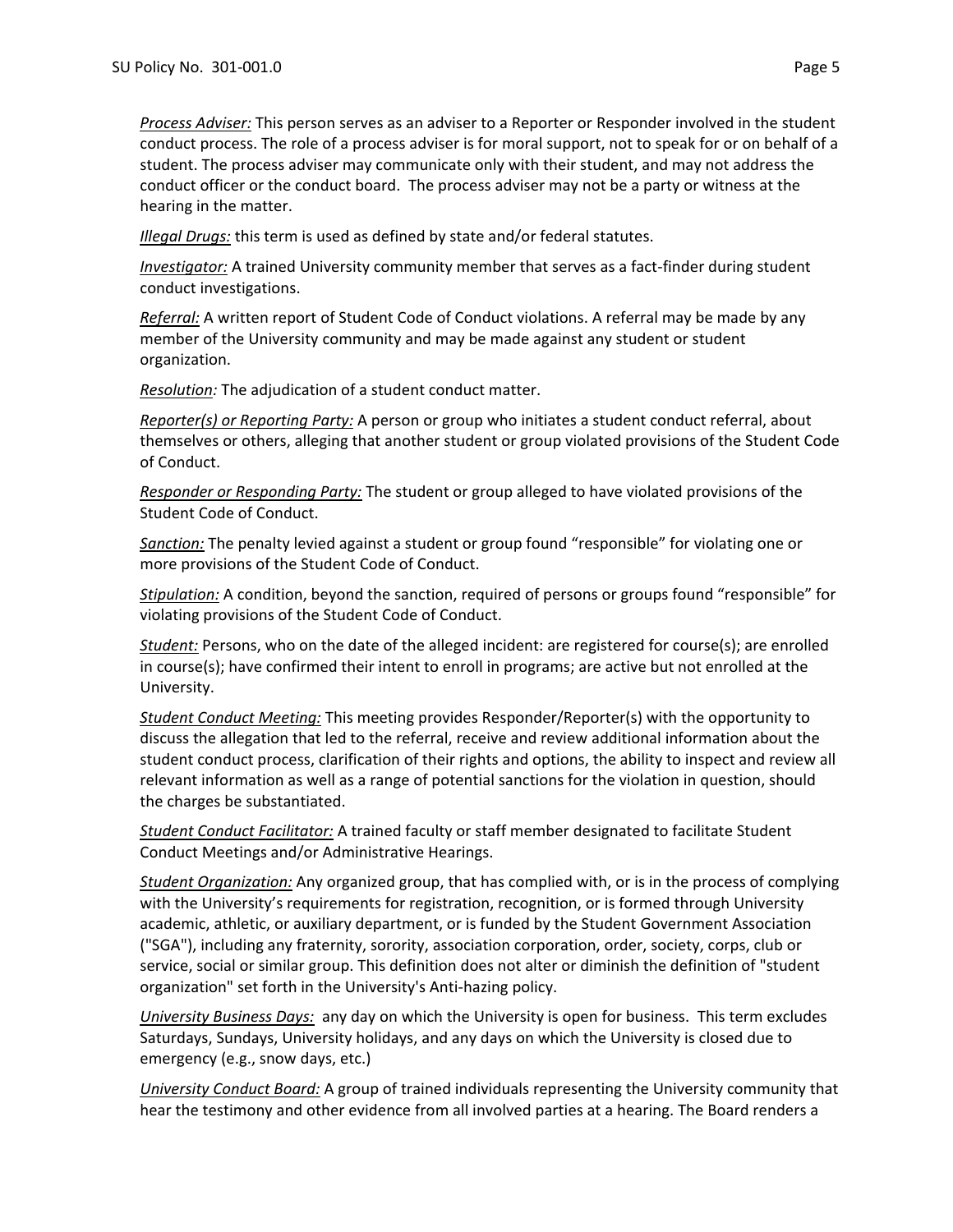*Process Adviser:* This person serves as an adviser to a Reporter or Responder involved in the student conduct process. The role of a process adviser is for moral support, not to speak for or on behalf of a student. The process adviser may communicate only with their student, and may not address the conduct officer or the conduct board. The process adviser may not be a party or witness at the hearing in the matter.

*Illegal Drugs:* this term is used as defined by state and/or federal statutes.

*Investigator:* A trained University community member that serves as a fact-finder during student conduct investigations.

*Referral:* A written report of Student Code of Conduct violations. A referral may be made by any member of the University community and may be made against any student or student organization.

*Resolution:* The adjudication of a student conduct matter.

*Reporter(s) or Reporting Party:* A person or group who initiates a student conduct referral, about themselves or others, alleging that another student or group violated provisions of the Student Code of Conduct.

*Responder or Responding Party:* The student or group alleged to have violated provisions of the Student Code of Conduct.

*Sanction:* The penalty levied against a student or group found "responsible" for violating one or more provisions of the Student Code of Conduct.

*Stipulation:* A condition, beyond the sanction, required of persons or groups found "responsible" for violating provisions of the Student Code of Conduct.

*Student:* Persons, who on the date of the alleged incident: are registered for course(s); are enrolled in course(s); have confirmed their intent to enroll in programs; are active but not enrolled at the University.

*Student Conduct Meeting:* This meeting provides Responder/Reporter(s) with the opportunity to discuss the allegation that led to the referral, receive and review additional information about the student conduct process, clarification of their rights and options, the ability to inspect and review all relevant information as well as a range of potential sanctions for the violation in question, should the charges be substantiated.

*Student Conduct Facilitator:* A trained faculty or staff member designated to facilitate Student Conduct Meetings and/or Administrative Hearings.

*Student Organization:* Any organized group, that has complied with, or is in the process of complying with the University's requirements for registration, recognition, or is formed through University academic, athletic, or auxiliary department, or is funded by the Student Government Association ("SGA"), including any fraternity, sorority, association corporation, order, society, corps, club or service, social or similar group. This definition does not alter or diminish the definition of "student organization" set forth in the University's Anti-hazing policy.

*University Business Days:* any day on which the University is open for business. This term excludes Saturdays, Sundays, University holidays, and any days on which the University is closed due to emergency (e.g., snow days, etc.)

*University Conduct Board:* A group of trained individuals representing the University community that hear the testimony and other evidence from all involved parties at a hearing. The Board renders a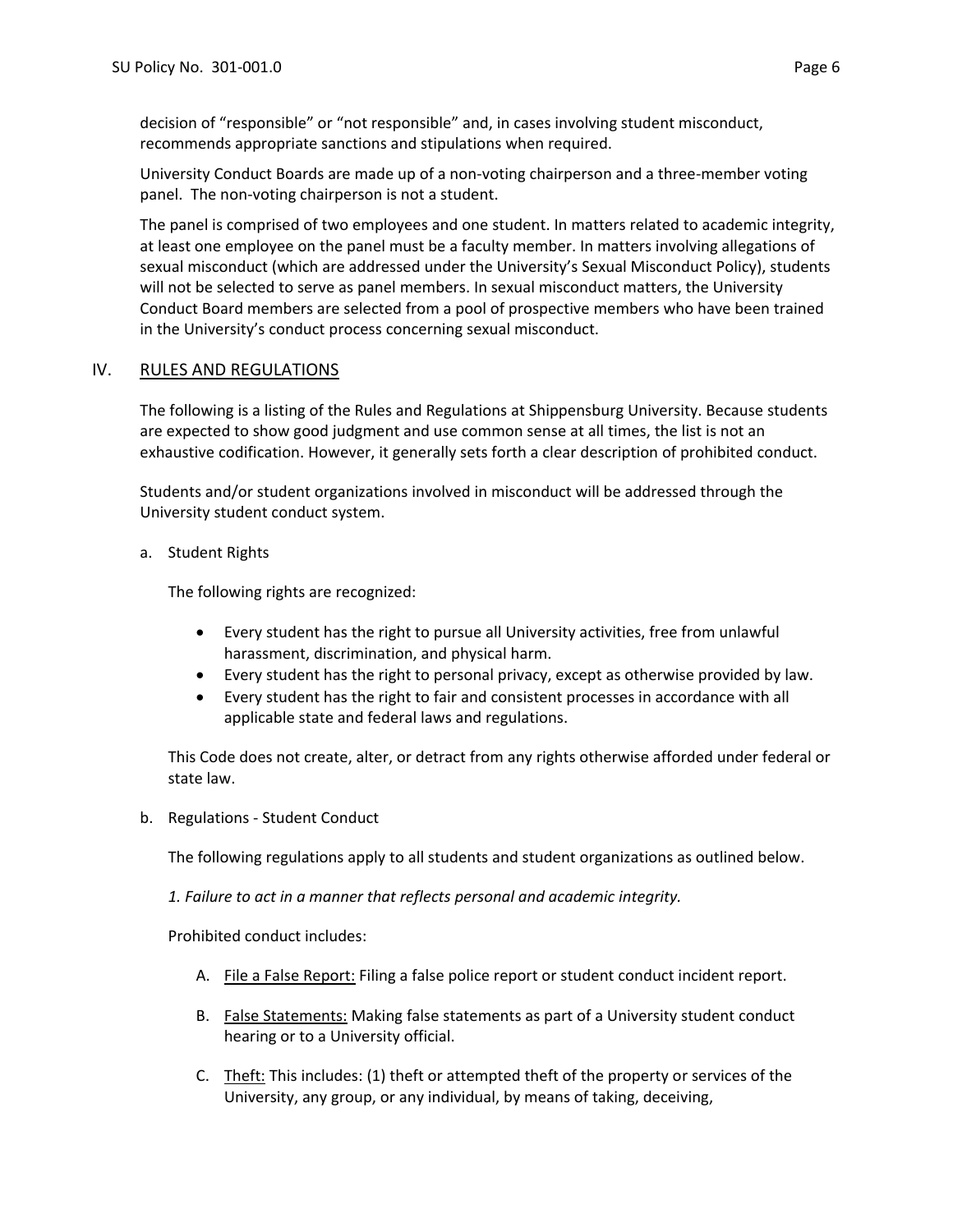decision of "responsible" or "not responsible" and, in cases involving student misconduct, recommends appropriate sanctions and stipulations when required.

University Conduct Boards are made up of a non-voting chairperson and a three-member voting panel. The non-voting chairperson is not a student.

The panel is comprised of two employees and one student. In matters related to academic integrity, at least one employee on the panel must be a faculty member. In matters involving allegations of sexual misconduct (which are addressed under the University's Sexual Misconduct Policy), students will not be selected to serve as panel members. In sexual misconduct matters, the University Conduct Board members are selected from a pool of prospective members who have been trained in the University's conduct process concerning sexual misconduct.

## IV. RULES AND REGULATIONS

The following is a listing of the Rules and Regulations at Shippensburg University. Because students are expected to show good judgment and use common sense at all times, the list is not an exhaustive codification. However, it generally sets forth a clear description of prohibited conduct.

Students and/or student organizations involved in misconduct will be addressed through the University student conduct system.

a. Student Rights

The following rights are recognized:

- Every student has the right to pursue all University activities, free from unlawful harassment, discrimination, and physical harm.
- Every student has the right to personal privacy, except as otherwise provided by law.
- Every student has the right to fair and consistent processes in accordance with all applicable state and federal laws and regulations.

This Code does not create, alter, or detract from any rights otherwise afforded under federal or state law.

b. Regulations - Student Conduct

The following regulations apply to all students and student organizations as outlined below.

*1. Failure to act in a manner that reflects personal and academic integrity.*

Prohibited conduct includes:

A. File a False Report: Filing a false police report or student conduct incident report.

B. False Statements: Making false statements as part of a University student conduct hearing or to a University official.

C. Theft: This includes: (1) theft or attempted theft of the property or services of the University, any group, or any individual, by means of taking, deceiving,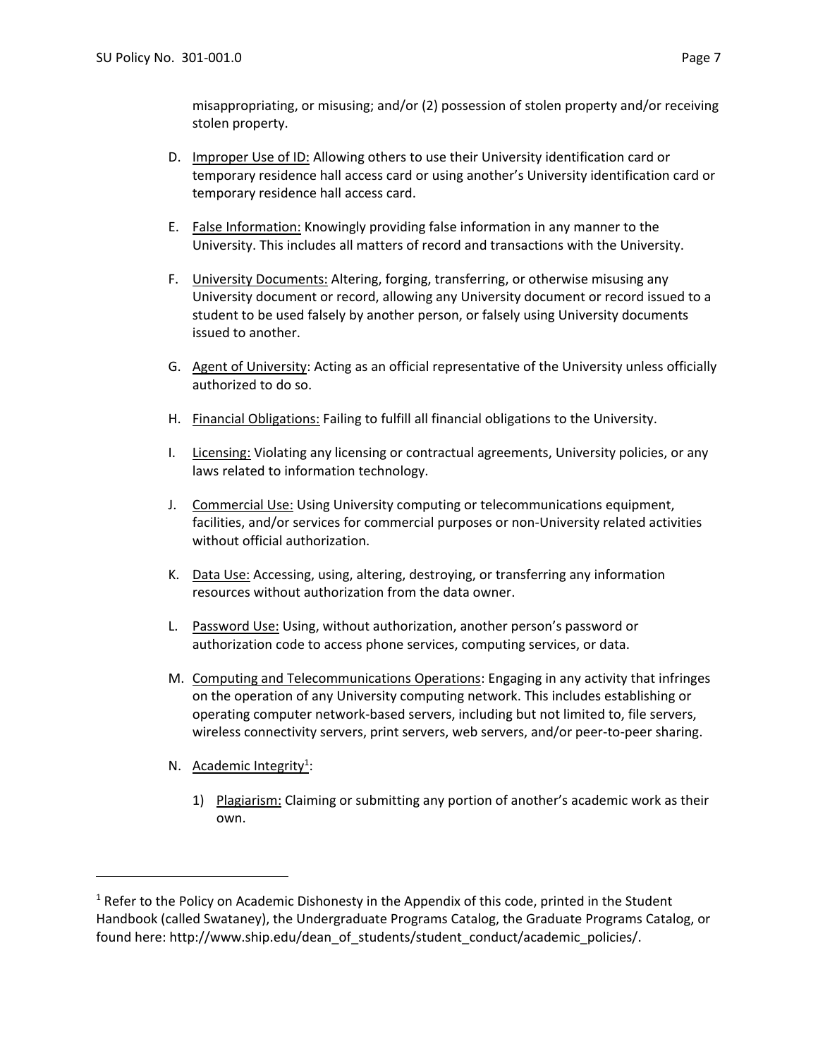misappropriating, or misusing; and/or (2) possession of stolen property and/or receiving stolen property.

D. Improper Use of ID: Allowing others to use their University identification card or temporary residence hall access card or using another's University identification card or temporary residence hall access card.

E. False Information: Knowingly providing false information in any manner to the University. This includes all matters of record and transactions with the University.

F. University Documents: Altering, forging, transferring, or otherwise misusing any University document or record, allowing any University document or record issued to a student to be used falsely by another person, or falsely using University documents issued to another.

G. Agent of University: Acting as an official representative of the University unless officially authorized to do so.

H. Financial Obligations: Failing to fulfill all financial obligations to the University.

I. Licensing: Violating any licensing or contractual agreements, University policies, or any laws related to information technology.

J. Commercial Use: Using University computing or telecommunications equipment, facilities, and/or services for commercial purposes or non-University related activities without official authorization.

K. Data Use: Accessing, using, altering, destroying, or transferring any information resources without authorization from the data owner.

L. Password Use: Using, without authorization, another person's password or authorization code to access phone services, computing services, or data.

M. Computing and Telecommunications Operations: Engaging in any activity that infringes on the operation of any University computing network. This includes establishing or operating computer network-based servers, including but not limited to, file servers, wireless connectivity servers, print servers, web servers, and/or peer-to-peer sharing.

N. Academic Integrity[1]:

   1) Plagiarism: Claiming or submitting any portion of another's academic work as their own.

---

[1] Refer to the Policy on Academic Dishonesty in the Appendix of this code, printed in the Student Handbook (called Swataney), the Undergraduate Programs Catalog, the Graduate Programs Catalog, or found here: http://www.ship.edu/dean_of_students/student_conduct/academic_policies/.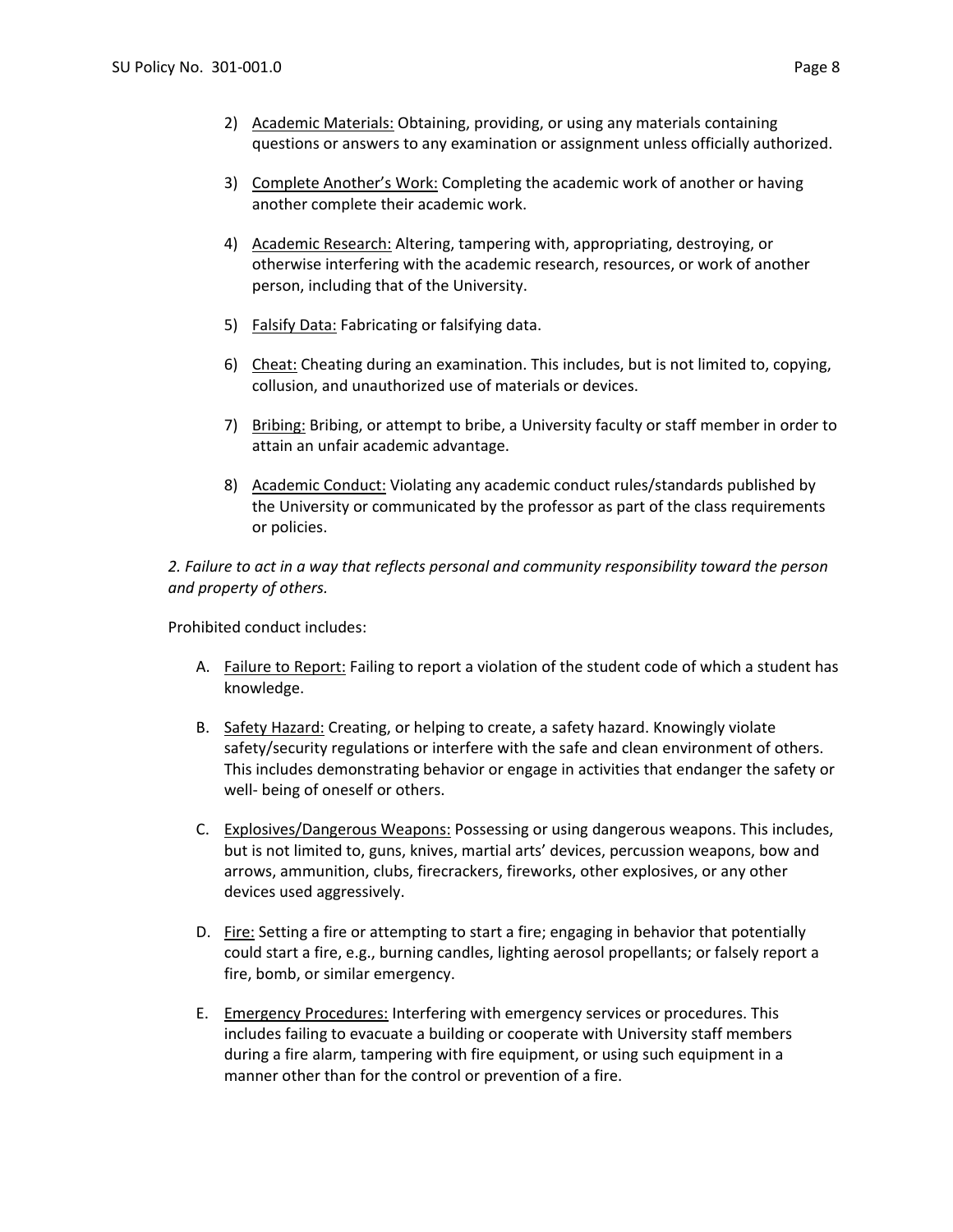2) <u>Academic Materials:</u> Obtaining, providing, or using any materials containing questions or answers to any examination or assignment unless officially authorized.

3) <u>Complete Another's Work:</u> Completing the academic work of another or having another complete their academic work.

4) <u>Academic Research:</u> Altering, tampering with, appropriating, destroying, or otherwise interfering with the academic research, resources, or work of another person, including that of the University.

5) <u>Falsify Data:</u> Fabricating or falsifying data.

6) <u>Cheat:</u> Cheating during an examination. This includes, but is not limited to, copying, collusion, and unauthorized use of materials or devices.

7) <u>Bribing:</u> Bribing, or attempt to bribe, a University faculty or staff member in order to attain an unfair academic advantage.

8) <u>Academic Conduct:</u> Violating any academic conduct rules/standards published by the University or communicated by the professor as part of the class requirements or policies.

*2. Failure to act in a way that reflects personal and community responsibility toward the person and property of others.*

Prohibited conduct includes:

A. <u>Failure to Report:</u> Failing to report a violation of the student code of which a student has knowledge.

B. <u>Safety Hazard:</u> Creating, or helping to create, a safety hazard. Knowingly violate safety/security regulations or interfere with the safe and clean environment of others. This includes demonstrating behavior or engage in activities that endanger the safety or well- being of oneself or others.

C. <u>Explosives/Dangerous Weapons:</u> Possessing or using dangerous weapons. This includes, but is not limited to, guns, knives, martial arts' devices, percussion weapons, bow and arrows, ammunition, clubs, firecrackers, fireworks, other explosives, or any other devices used aggressively.

D. <u>Fire:</u> Setting a fire or attempting to start a fire; engaging in behavior that potentially could start a fire, e.g., burning candles, lighting aerosol propellants; or falsely report a fire, bomb, or similar emergency.

E. <u>Emergency Procedures:</u> Interfering with emergency services or procedures. This includes failing to evacuate a building or cooperate with University staff members during a fire alarm, tampering with fire equipment, or using such equipment in a manner other than for the control or prevention of a fire.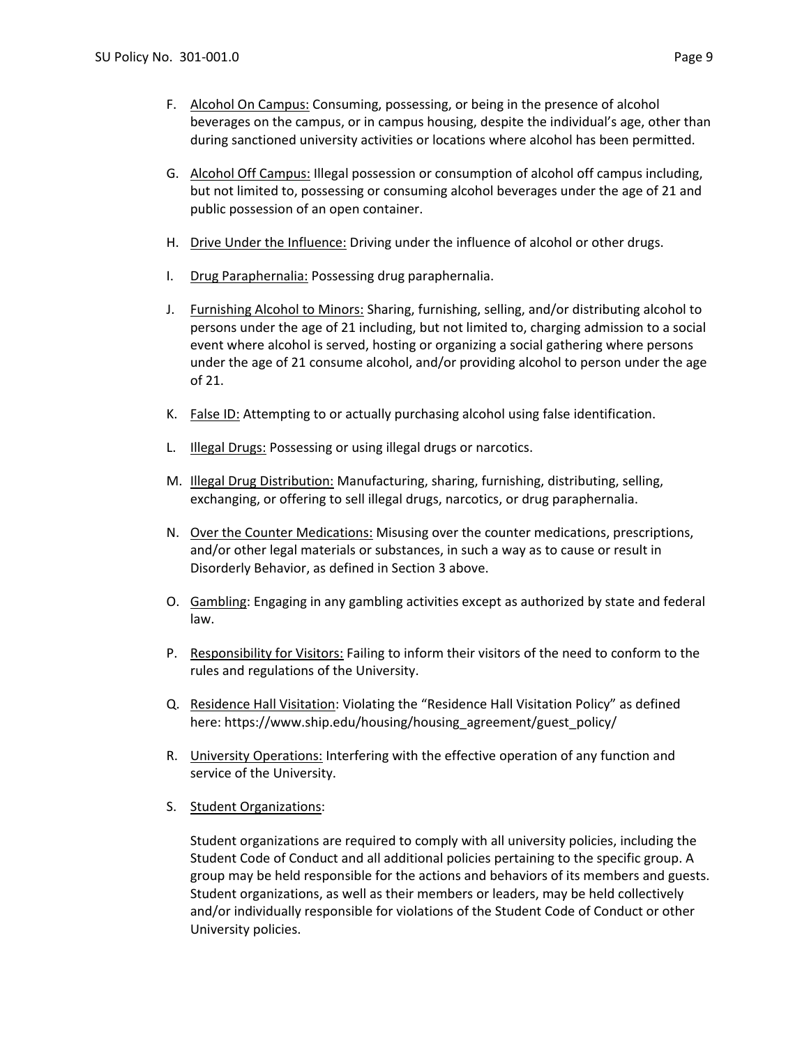F. Alcohol On Campus: Consuming, possessing, or being in the presence of alcohol beverages on the campus, or in campus housing, despite the individual's age, other than during sanctioned university activities or locations where alcohol has been permitted.

G. Alcohol Off Campus: Illegal possession or consumption of alcohol off campus including, but not limited to, possessing or consuming alcohol beverages under the age of 21 and public possession of an open container.

H. Drive Under the Influence: Driving under the influence of alcohol or other drugs.

I. Drug Paraphernalia: Possessing drug paraphernalia.

J. Furnishing Alcohol to Minors: Sharing, furnishing, selling, and/or distributing alcohol to persons under the age of 21 including, but not limited to, charging admission to a social event where alcohol is served, hosting or organizing a social gathering where persons under the age of 21 consume alcohol, and/or providing alcohol to person under the age of 21.

K. False ID: Attempting to or actually purchasing alcohol using false identification.

L. Illegal Drugs: Possessing or using illegal drugs or narcotics.

M. Illegal Drug Distribution: Manufacturing, sharing, furnishing, distributing, selling, exchanging, or offering to sell illegal drugs, narcotics, or drug paraphernalia.

N. Over the Counter Medications: Misusing over the counter medications, prescriptions, and/or other legal materials or substances, in such a way as to cause or result in Disorderly Behavior, as defined in Section 3 above.

O. Gambling: Engaging in any gambling activities except as authorized by state and federal law.

P. Responsibility for Visitors: Failing to inform their visitors of the need to conform to the rules and regulations of the University.

Q. Residence Hall Visitation: Violating the "Residence Hall Visitation Policy" as defined here: https://www.ship.edu/housing/housing_agreement/guest_policy/

R. University Operations: Interfering with the effective operation of any function and service of the University.

S. Student Organizations:

Student organizations are required to comply with all university policies, including the Student Code of Conduct and all additional policies pertaining to the specific group. A group may be held responsible for the actions and behaviors of its members and guests. Student organizations, as well as their members or leaders, may be held collectively and/or individually responsible for violations of the Student Code of Conduct or other University policies.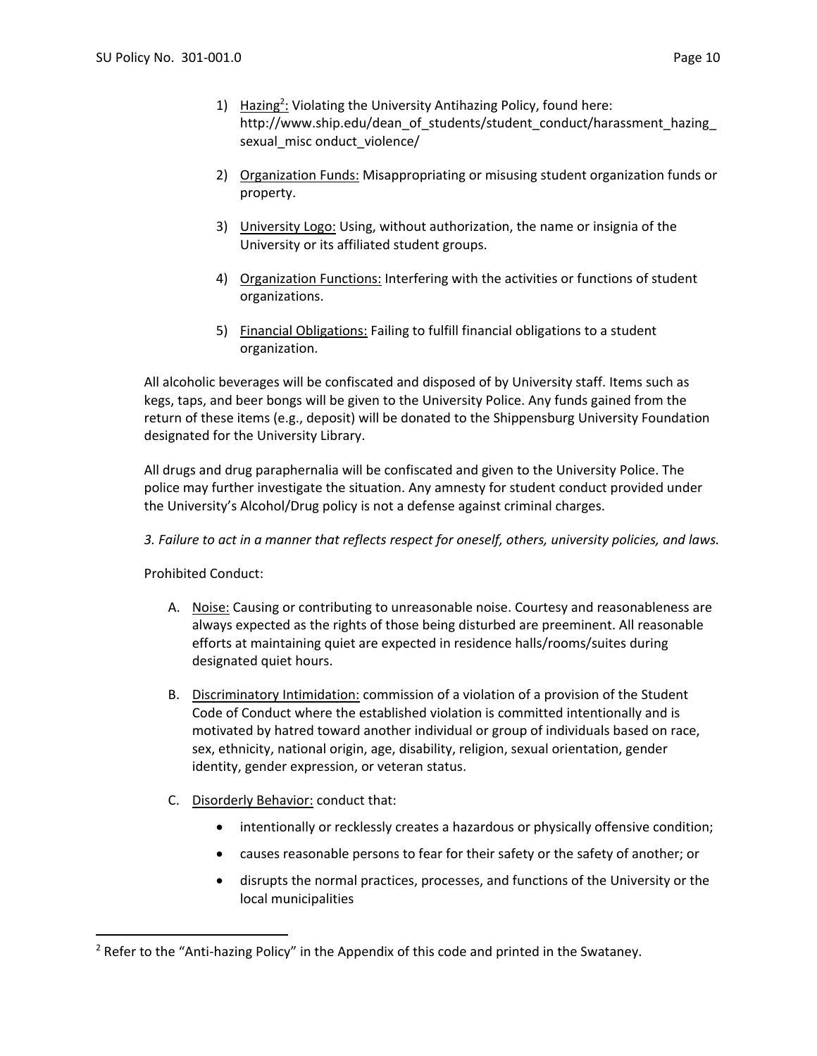1) Hazing[2]: Violating the University Antihazing Policy, found here: http://www.ship.edu/dean_of_students/student_conduct/harassment_hazing_sexual_misc onduct_violence/

2) Organization Funds: Misappropriating or misusing student organization funds or property.

3) University Logo: Using, without authorization, the name or insignia of the University or its affiliated student groups.

4) Organization Functions: Interfering with the activities or functions of student organizations.

5) Financial Obligations: Failing to fulfill financial obligations to a student organization.

All alcoholic beverages will be confiscated and disposed of by University staff. Items such as kegs, taps, and beer bongs will be given to the University Police. Any funds gained from the return of these items (e.g., deposit) will be donated to the Shippensburg University Foundation designated for the University Library.

All drugs and drug paraphernalia will be confiscated and given to the University Police. The police may further investigate the situation. Any amnesty for student conduct provided under the University's Alcohol/Drug policy is not a defense against criminal charges.

*3. Failure to act in a manner that reflects respect for oneself, others, university policies, and laws.*

Prohibited Conduct:

A. Noise: Causing or contributing to unreasonable noise. Courtesy and reasonableness are always expected as the rights of those being disturbed are preeminent. All reasonable efforts at maintaining quiet are expected in residence halls/rooms/suites during designated quiet hours.

B. Discriminatory Intimidation: commission of a violation of a provision of the Student Code of Conduct where the established violation is committed intentionally and is motivated by hatred toward another individual or group of individuals based on race, sex, ethnicity, national origin, age, disability, religion, sexual orientation, gender identity, gender expression, or veteran status.

C. Disorderly Behavior: conduct that:

- intentionally or recklessly creates a hazardous or physically offensive condition;
- causes reasonable persons to fear for their safety or the safety of another; or
- disrupts the normal practices, processes, and functions of the University or the local municipalities

[2] Refer to the "Anti-hazing Policy" in the Appendix of this code and printed in the Swataney.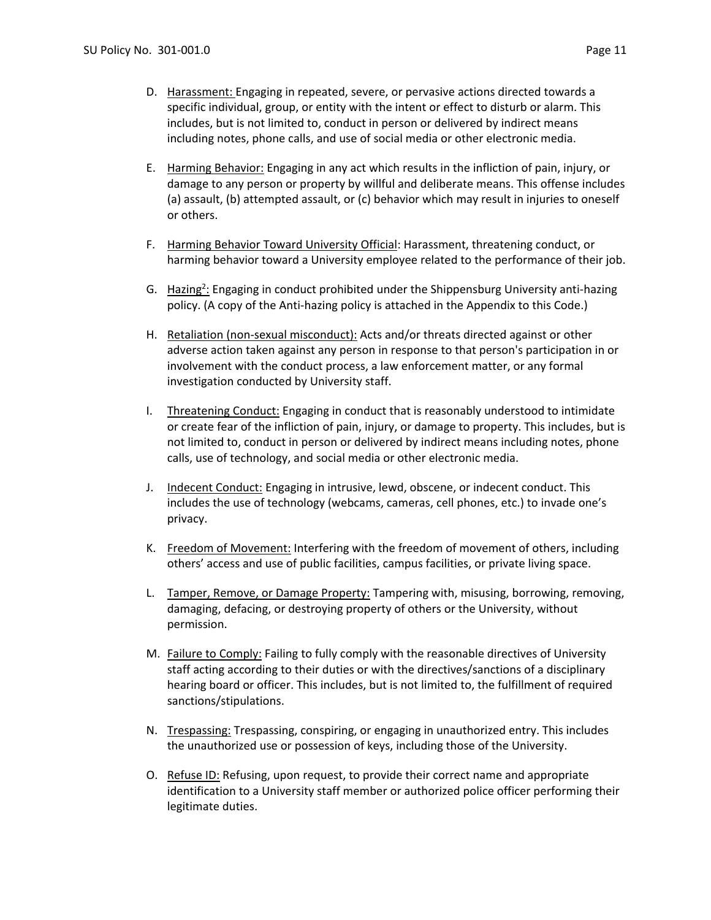D. Harassment: Engaging in repeated, severe, or pervasive actions directed towards a specific individual, group, or entity with the intent or effect to disturb or alarm. This includes, but is not limited to, conduct in person or delivered by indirect means including notes, phone calls, and use of social media or other electronic media.

E. Harming Behavior: Engaging in any act which results in the infliction of pain, injury, or damage to any person or property by willful and deliberate means. This offense includes (a) assault, (b) attempted assault, or (c) behavior which may result in injuries to oneself or others.

F. Harming Behavior Toward University Official: Harassment, threatening conduct, or harming behavior toward a University employee related to the performance of their job.

G. Hazing[2]: Engaging in conduct prohibited under the Shippensburg University anti-hazing policy. (A copy of the Anti-hazing policy is attached in the Appendix to this Code.)

H. Retaliation (non-sexual misconduct): Acts and/or threats directed against or other adverse action taken against any person in response to that person's participation in or involvement with the conduct process, a law enforcement matter, or any formal investigation conducted by University staff.

I. Threatening Conduct: Engaging in conduct that is reasonably understood to intimidate or create fear of the infliction of pain, injury, or damage to property. This includes, but is not limited to, conduct in person or delivered by indirect means including notes, phone calls, use of technology, and social media or other electronic media.

J. Indecent Conduct: Engaging in intrusive, lewd, obscene, or indecent conduct. This includes the use of technology (webcams, cameras, cell phones, etc.) to invade one's privacy.

K. Freedom of Movement: Interfering with the freedom of movement of others, including others' access and use of public facilities, campus facilities, or private living space.

L. Tamper, Remove, or Damage Property: Tampering with, misusing, borrowing, removing, damaging, defacing, or destroying property of others or the University, without permission.

M. Failure to Comply: Failing to fully comply with the reasonable directives of University staff acting according to their duties or with the directives/sanctions of a disciplinary hearing board or officer. This includes, but is not limited to, the fulfillment of required sanctions/stipulations.

N. Trespassing: Trespassing, conspiring, or engaging in unauthorized entry. This includes the unauthorized use or possession of keys, including those of the University.

O. Refuse ID: Refusing, upon request, to provide their correct name and appropriate identification to a University staff member or authorized police officer performing their legitimate duties.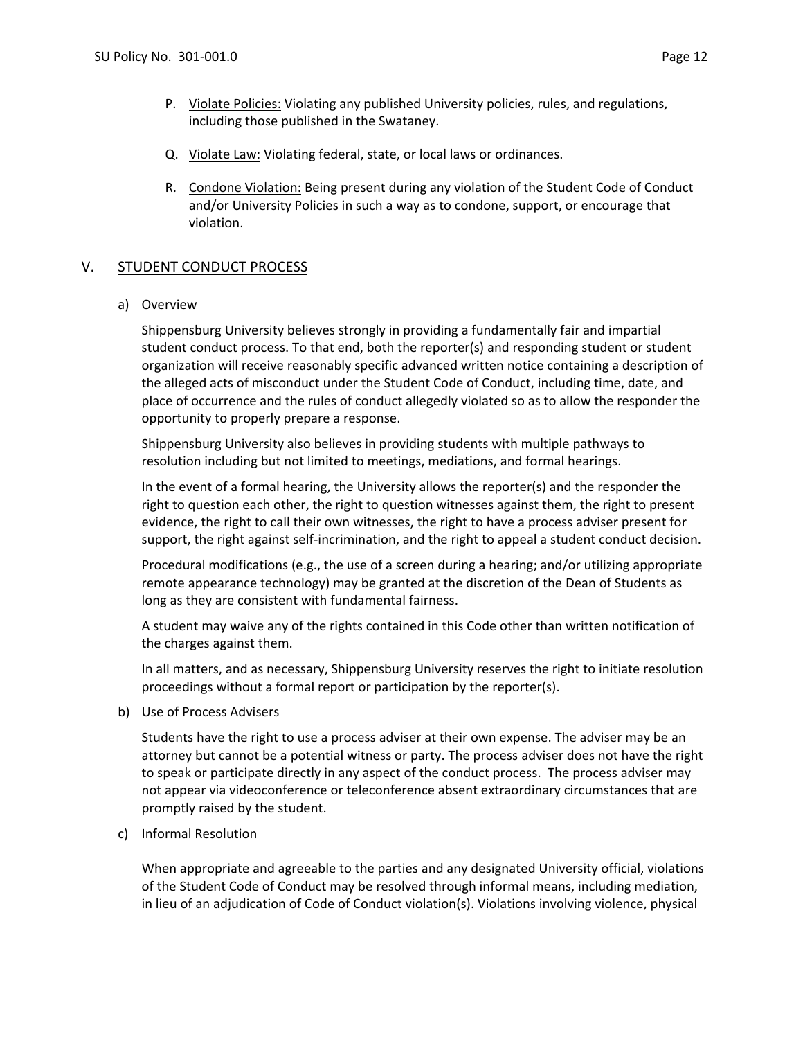P. <u>Violate Policies:</u> Violating any published University policies, rules, and regulations, including those published in the Swataney.

Q. <u>Violate Law:</u> Violating federal, state, or local laws or ordinances.

R. <u>Condone Violation:</u> Being present during any violation of the Student Code of Conduct and/or University Policies in such a way as to condone, support, or encourage that violation.

## V. STUDENT CONDUCT PROCESS

a) Overview

Shippensburg University believes strongly in providing a fundamentally fair and impartial student conduct process. To that end, both the reporter(s) and responding student or student organization will receive reasonably specific advanced written notice containing a description of the alleged acts of misconduct under the Student Code of Conduct, including time, date, and place of occurrence and the rules of conduct allegedly violated so as to allow the responder the opportunity to properly prepare a response.

Shippensburg University also believes in providing students with multiple pathways to resolution including but not limited to meetings, mediations, and formal hearings.

In the event of a formal hearing, the University allows the reporter(s) and the responder the right to question each other, the right to question witnesses against them, the right to present evidence, the right to call their own witnesses, the right to have a process adviser present for support, the right against self-incrimination, and the right to appeal a student conduct decision.

Procedural modifications (e.g., the use of a screen during a hearing; and/or utilizing appropriate remote appearance technology) may be granted at the discretion of the Dean of Students as long as they are consistent with fundamental fairness.

A student may waive any of the rights contained in this Code other than written notification of the charges against them.

In all matters, and as necessary, Shippensburg University reserves the right to initiate resolution proceedings without a formal report or participation by the reporter(s).

b) Use of Process Advisers

Students have the right to use a process adviser at their own expense. The adviser may be an attorney but cannot be a potential witness or party. The process adviser does not have the right to speak or participate directly in any aspect of the conduct process. The process adviser may not appear via videoconference or teleconference absent extraordinary circumstances that are promptly raised by the student.

c) Informal Resolution

When appropriate and agreeable to the parties and any designated University official, violations of the Student Code of Conduct may be resolved through informal means, including mediation, in lieu of an adjudication of Code of Conduct violation(s). Violations involving violence, physical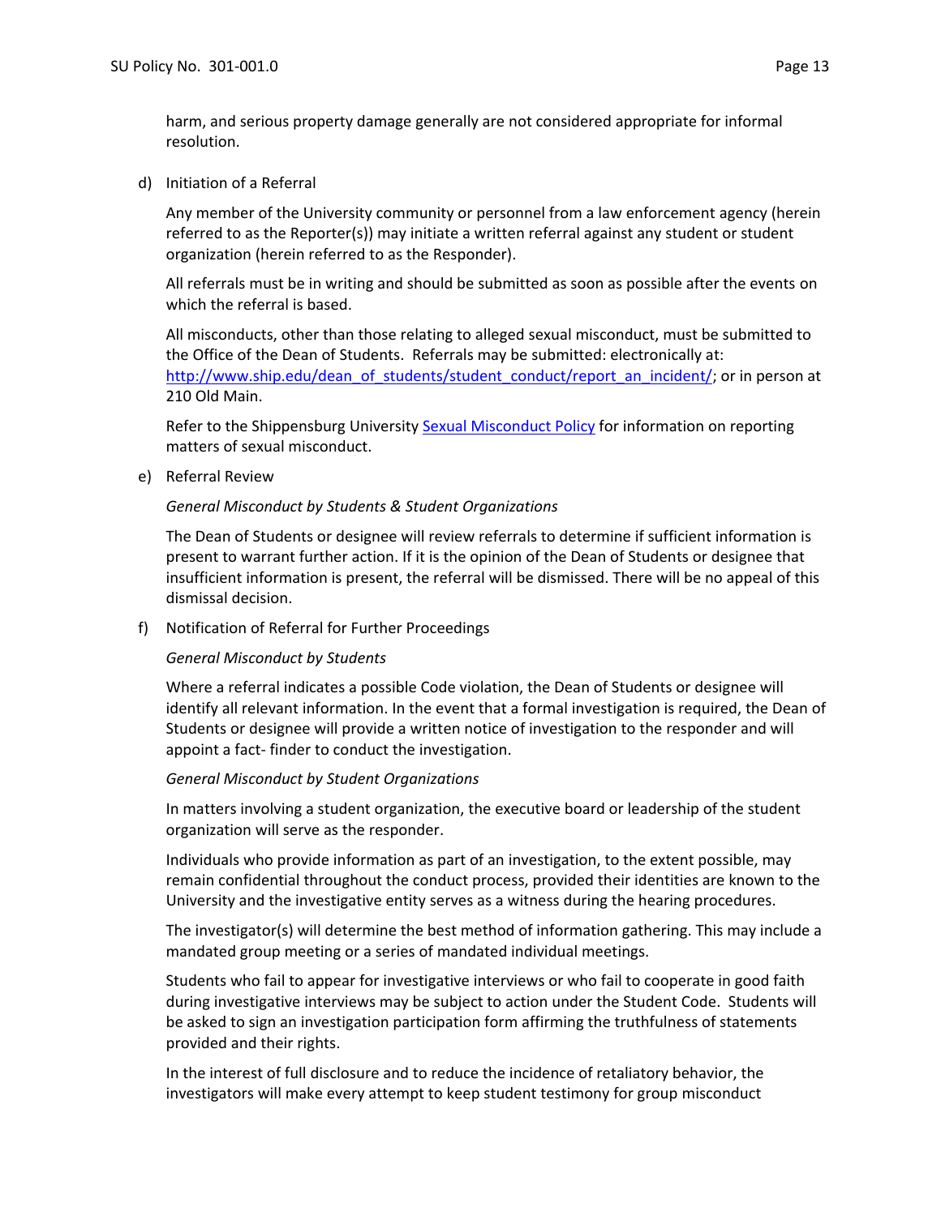harm, and serious property damage generally are not considered appropriate for informal resolution.

d) Initiation of a Referral

Any member of the University community or personnel from a law enforcement agency (herein referred to as the Reporter(s)) may initiate a written referral against any student or student organization (herein referred to as the Responder).

All referrals must be in writing and should be submitted as soon as possible after the events on which the referral is based.

All misconducts, other than those relating to alleged sexual misconduct, must be submitted to the Office of the Dean of Students. Referrals may be submitted: electronically at: [http://www.ship.edu/dean_of_students/student_conduct/report_an_incident/](http://www.ship.edu/dean_of_students/student_conduct/report_an_incident/); or in person at 210 Old Main.

Refer to the Shippensburg University [Sexual Misconduct Policy]() for information on reporting matters of sexual misconduct.

e) Referral Review

*General Misconduct by Students & Student Organizations*

The Dean of Students or designee will review referrals to determine if sufficient information is present to warrant further action. If it is the opinion of the Dean of Students or designee that insufficient information is present, the referral will be dismissed. There will be no appeal of this dismissal decision.

f) Notification of Referral for Further Proceedings

*General Misconduct by Students*

Where a referral indicates a possible Code violation, the Dean of Students or designee will identify all relevant information. In the event that a formal investigation is required, the Dean of Students or designee will provide a written notice of investigation to the responder and will appoint a fact- finder to conduct the investigation.

*General Misconduct by Student Organizations*

In matters involving a student organization, the executive board or leadership of the student organization will serve as the responder.

Individuals who provide information as part of an investigation, to the extent possible, may remain confidential throughout the conduct process, provided their identities are known to the University and the investigative entity serves as a witness during the hearing procedures.

The investigator(s) will determine the best method of information gathering. This may include a mandated group meeting or a series of mandated individual meetings.

Students who fail to appear for investigative interviews or who fail to cooperate in good faith during investigative interviews may be subject to action under the Student Code. Students will be asked to sign an investigation participation form affirming the truthfulness of statements provided and their rights.

In the interest of full disclosure and to reduce the incidence of retaliatory behavior, the investigators will make every attempt to keep student testimony for group misconduct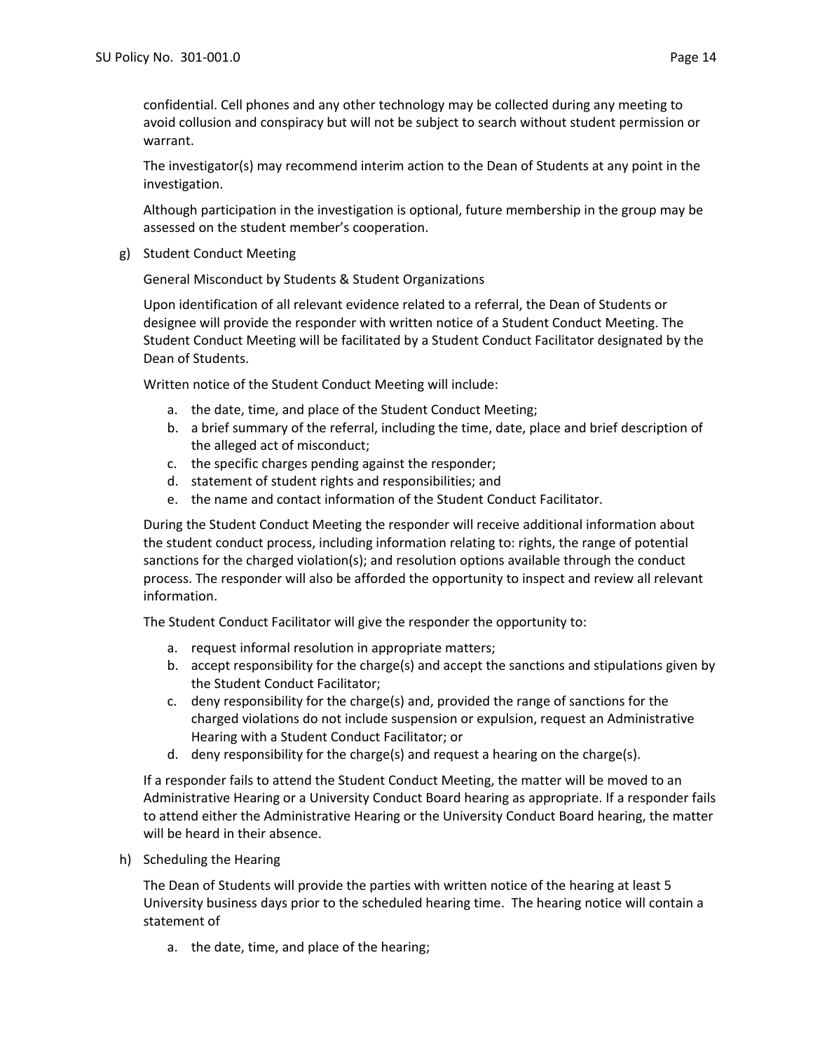confidential. Cell phones and any other technology may be collected during any meeting to avoid collusion and conspiracy but will not be subject to search without student permission or warrant.

The investigator(s) may recommend interim action to the Dean of Students at any point in the investigation.

Although participation in the investigation is optional, future membership in the group may be assessed on the student member's cooperation.

g) Student Conduct Meeting

General Misconduct by Students & Student Organizations

Upon identification of all relevant evidence related to a referral, the Dean of Students or designee will provide the responder with written notice of a Student Conduct Meeting. The Student Conduct Meeting will be facilitated by a Student Conduct Facilitator designated by the Dean of Students.

Written notice of the Student Conduct Meeting will include:

a. the date, time, and place of the Student Conduct Meeting;
b. a brief summary of the referral, including the time, date, place and brief description of the alleged act of misconduct;
c. the specific charges pending against the responder;
d. statement of student rights and responsibilities; and
e. the name and contact information of the Student Conduct Facilitator.

During the Student Conduct Meeting the responder will receive additional information about the student conduct process, including information relating to: rights, the range of potential sanctions for the charged violation(s); and resolution options available through the conduct process. The responder will also be afforded the opportunity to inspect and review all relevant information.

The Student Conduct Facilitator will give the responder the opportunity to:

a. request informal resolution in appropriate matters;
b. accept responsibility for the charge(s) and accept the sanctions and stipulations given by the Student Conduct Facilitator;
c. deny responsibility for the charge(s) and, provided the range of sanctions for the charged violations do not include suspension or expulsion, request an Administrative Hearing with a Student Conduct Facilitator; or
d. deny responsibility for the charge(s) and request a hearing on the charge(s).

If a responder fails to attend the Student Conduct Meeting, the matter will be moved to an Administrative Hearing or a University Conduct Board hearing as appropriate. If a responder fails to attend either the Administrative Hearing or the University Conduct Board hearing, the matter will be heard in their absence.

h) Scheduling the Hearing

The Dean of Students will provide the parties with written notice of the hearing at least 5 University business days prior to the scheduled hearing time. The hearing notice will contain a statement of

a. the date, time, and place of the hearing;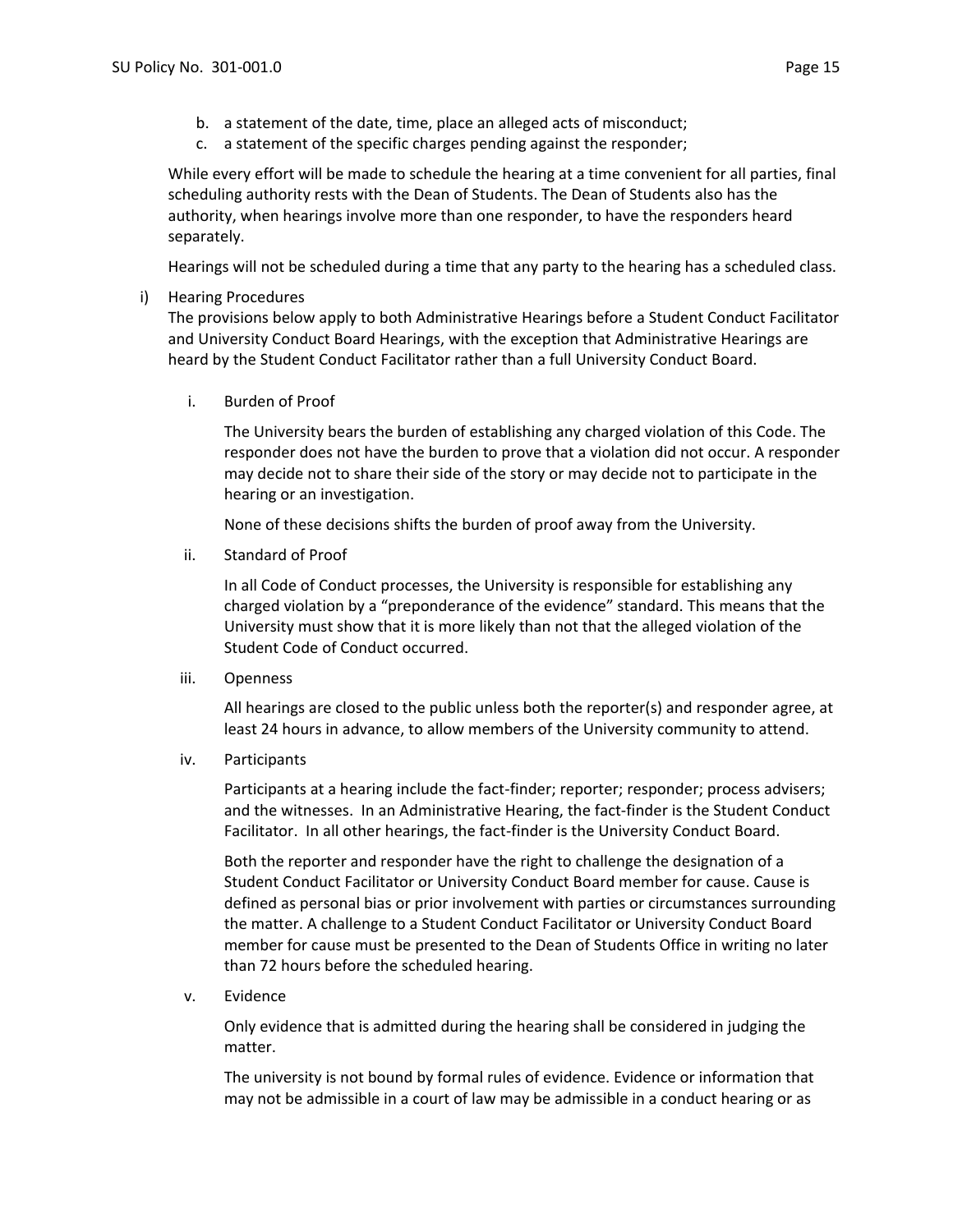b. a statement of the date, time, place an alleged acts of misconduct;
c. a statement of the specific charges pending against the responder;

While every effort will be made to schedule the hearing at a time convenient for all parties, final scheduling authority rests with the Dean of Students. The Dean of Students also has the authority, when hearings involve more than one responder, to have the responders heard separately.

Hearings will not be scheduled during a time that any party to the hearing has a scheduled class.

i) Hearing Procedures

The provisions below apply to both Administrative Hearings before a Student Conduct Facilitator and University Conduct Board Hearings, with the exception that Administrative Hearings are heard by the Student Conduct Facilitator rather than a full University Conduct Board.

i. Burden of Proof

The University bears the burden of establishing any charged violation of this Code. The responder does not have the burden to prove that a violation did not occur. A responder may decide not to share their side of the story or may decide not to participate in the hearing or an investigation.

None of these decisions shifts the burden of proof away from the University.

ii. Standard of Proof

In all Code of Conduct processes, the University is responsible for establishing any charged violation by a "preponderance of the evidence" standard. This means that the University must show that it is more likely than not that the alleged violation of the Student Code of Conduct occurred.

iii. Openness

All hearings are closed to the public unless both the reporter(s) and responder agree, at least 24 hours in advance, to allow members of the University community to attend.

iv. Participants

Participants at a hearing include the fact-finder; reporter; responder; process advisers; and the witnesses. In an Administrative Hearing, the fact-finder is the Student Conduct Facilitator. In all other hearings, the fact-finder is the University Conduct Board.

Both the reporter and responder have the right to challenge the designation of a Student Conduct Facilitator or University Conduct Board member for cause. Cause is defined as personal bias or prior involvement with parties or circumstances surrounding the matter. A challenge to a Student Conduct Facilitator or University Conduct Board member for cause must be presented to the Dean of Students Office in writing no later than 72 hours before the scheduled hearing.

v. Evidence

Only evidence that is admitted during the hearing shall be considered in judging the matter.

The university is not bound by formal rules of evidence. Evidence or information that may not be admissible in a court of law may be admissible in a conduct hearing or as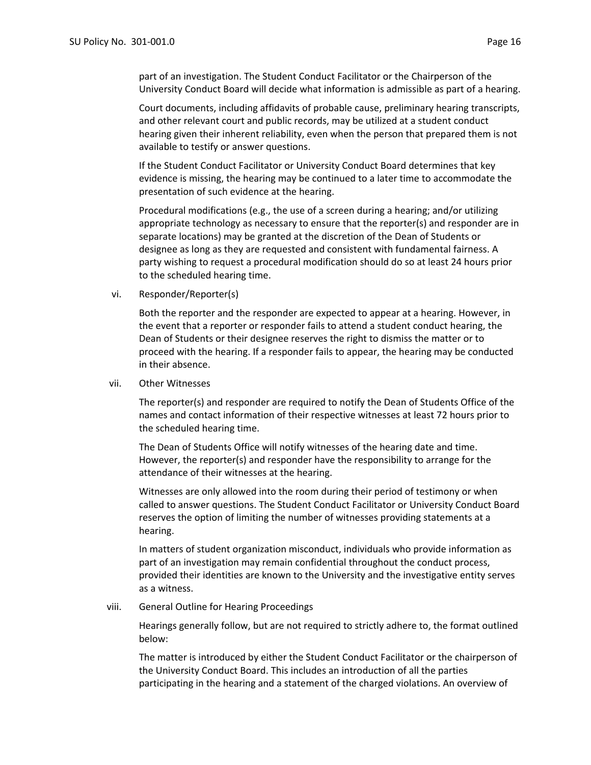part of an investigation. The Student Conduct Facilitator or the Chairperson of the University Conduct Board will decide what information is admissible as part of a hearing.

Court documents, including affidavits of probable cause, preliminary hearing transcripts, and other relevant court and public records, may be utilized at a student conduct hearing given their inherent reliability, even when the person that prepared them is not available to testify or answer questions.

If the Student Conduct Facilitator or University Conduct Board determines that key evidence is missing, the hearing may be continued to a later time to accommodate the presentation of such evidence at the hearing.

Procedural modifications (e.g., the use of a screen during a hearing; and/or utilizing appropriate technology as necessary to ensure that the reporter(s) and responder are in separate locations) may be granted at the discretion of the Dean of Students or designee as long as they are requested and consistent with fundamental fairness. A party wishing to request a procedural modification should do so at least 24 hours prior to the scheduled hearing time.

vi. Responder/Reporter(s)

Both the reporter and the responder are expected to appear at a hearing. However, in the event that a reporter or responder fails to attend a student conduct hearing, the Dean of Students or their designee reserves the right to dismiss the matter or to proceed with the hearing. If a responder fails to appear, the hearing may be conducted in their absence.

vii. Other Witnesses

The reporter(s) and responder are required to notify the Dean of Students Office of the names and contact information of their respective witnesses at least 72 hours prior to the scheduled hearing time.

The Dean of Students Office will notify witnesses of the hearing date and time. However, the reporter(s) and responder have the responsibility to arrange for the attendance of their witnesses at the hearing.

Witnesses are only allowed into the room during their period of testimony or when called to answer questions. The Student Conduct Facilitator or University Conduct Board reserves the option of limiting the number of witnesses providing statements at a hearing.

In matters of student organization misconduct, individuals who provide information as part of an investigation may remain confidential throughout the conduct process, provided their identities are known to the University and the investigative entity serves as a witness.

viii. General Outline for Hearing Proceedings

Hearings generally follow, but are not required to strictly adhere to, the format outlined below:

The matter is introduced by either the Student Conduct Facilitator or the chairperson of the University Conduct Board. This includes an introduction of all the parties participating in the hearing and a statement of the charged violations. An overview of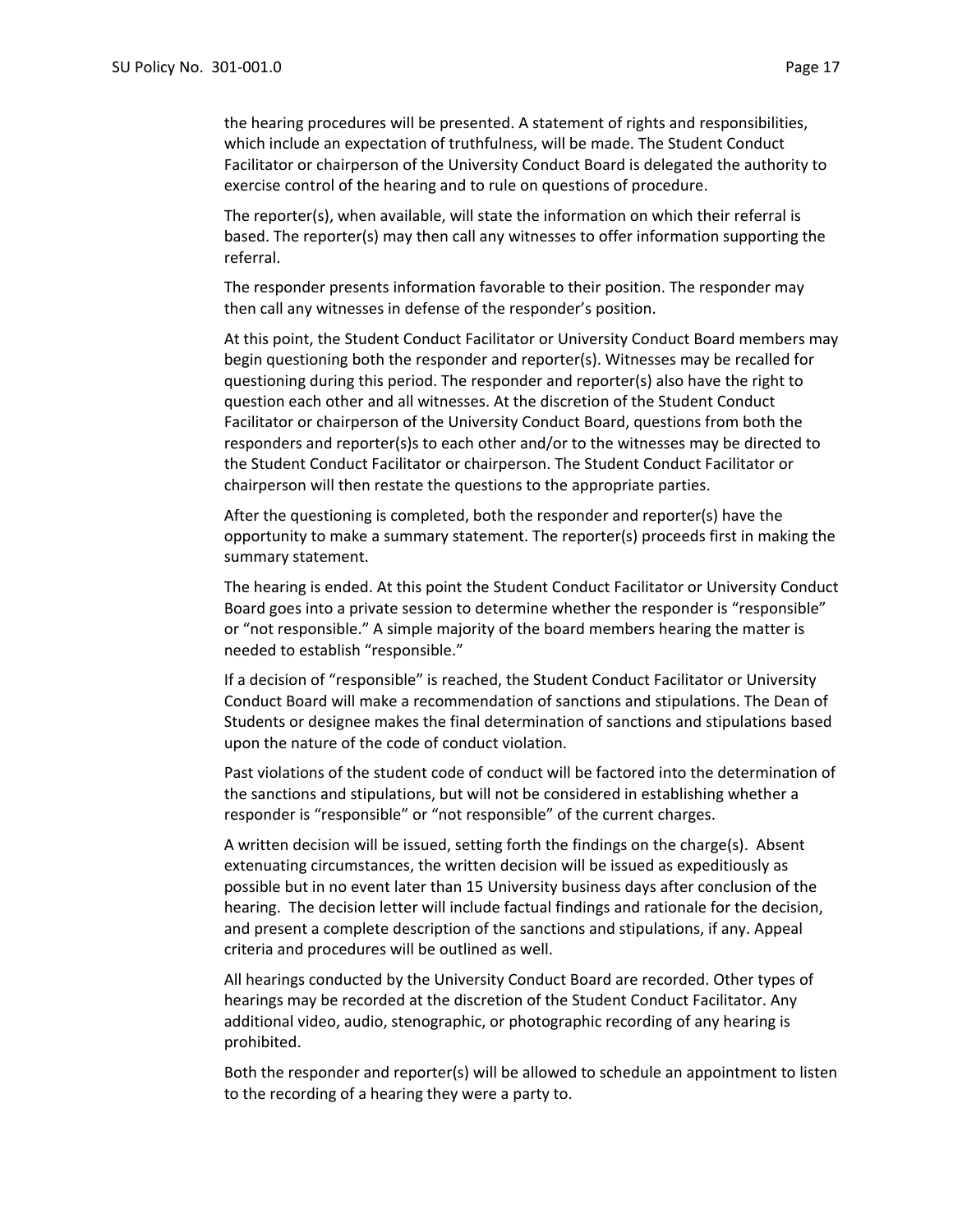the hearing procedures will be presented. A statement of rights and responsibilities, which include an expectation of truthfulness, will be made. The Student Conduct Facilitator or chairperson of the University Conduct Board is delegated the authority to exercise control of the hearing and to rule on questions of procedure.

The reporter(s), when available, will state the information on which their referral is based. The reporter(s) may then call any witnesses to offer information supporting the referral.

The responder presents information favorable to their position. The responder may then call any witnesses in defense of the responder's position.

At this point, the Student Conduct Facilitator or University Conduct Board members may begin questioning both the responder and reporter(s). Witnesses may be recalled for questioning during this period. The responder and reporter(s) also have the right to question each other and all witnesses. At the discretion of the Student Conduct Facilitator or chairperson of the University Conduct Board, questions from both the responders and reporter(s)s to each other and/or to the witnesses may be directed to the Student Conduct Facilitator or chairperson. The Student Conduct Facilitator or chairperson will then restate the questions to the appropriate parties.

After the questioning is completed, both the responder and reporter(s) have the opportunity to make a summary statement. The reporter(s) proceeds first in making the summary statement.

The hearing is ended. At this point the Student Conduct Facilitator or University Conduct Board goes into a private session to determine whether the responder is "responsible" or "not responsible." A simple majority of the board members hearing the matter is needed to establish "responsible."

If a decision of "responsible" is reached, the Student Conduct Facilitator or University Conduct Board will make a recommendation of sanctions and stipulations. The Dean of Students or designee makes the final determination of sanctions and stipulations based upon the nature of the code of conduct violation.

Past violations of the student code of conduct will be factored into the determination of the sanctions and stipulations, but will not be considered in establishing whether a responder is "responsible" or "not responsible" of the current charges.

A written decision will be issued, setting forth the findings on the charge(s). Absent extenuating circumstances, the written decision will be issued as expeditiously as possible but in no event later than 15 University business days after conclusion of the hearing. The decision letter will include factual findings and rationale for the decision, and present a complete description of the sanctions and stipulations, if any. Appeal criteria and procedures will be outlined as well.

All hearings conducted by the University Conduct Board are recorded. Other types of hearings may be recorded at the discretion of the Student Conduct Facilitator. Any additional video, audio, stenographic, or photographic recording of any hearing is prohibited.

Both the responder and reporter(s) will be allowed to schedule an appointment to listen to the recording of a hearing they were a party to.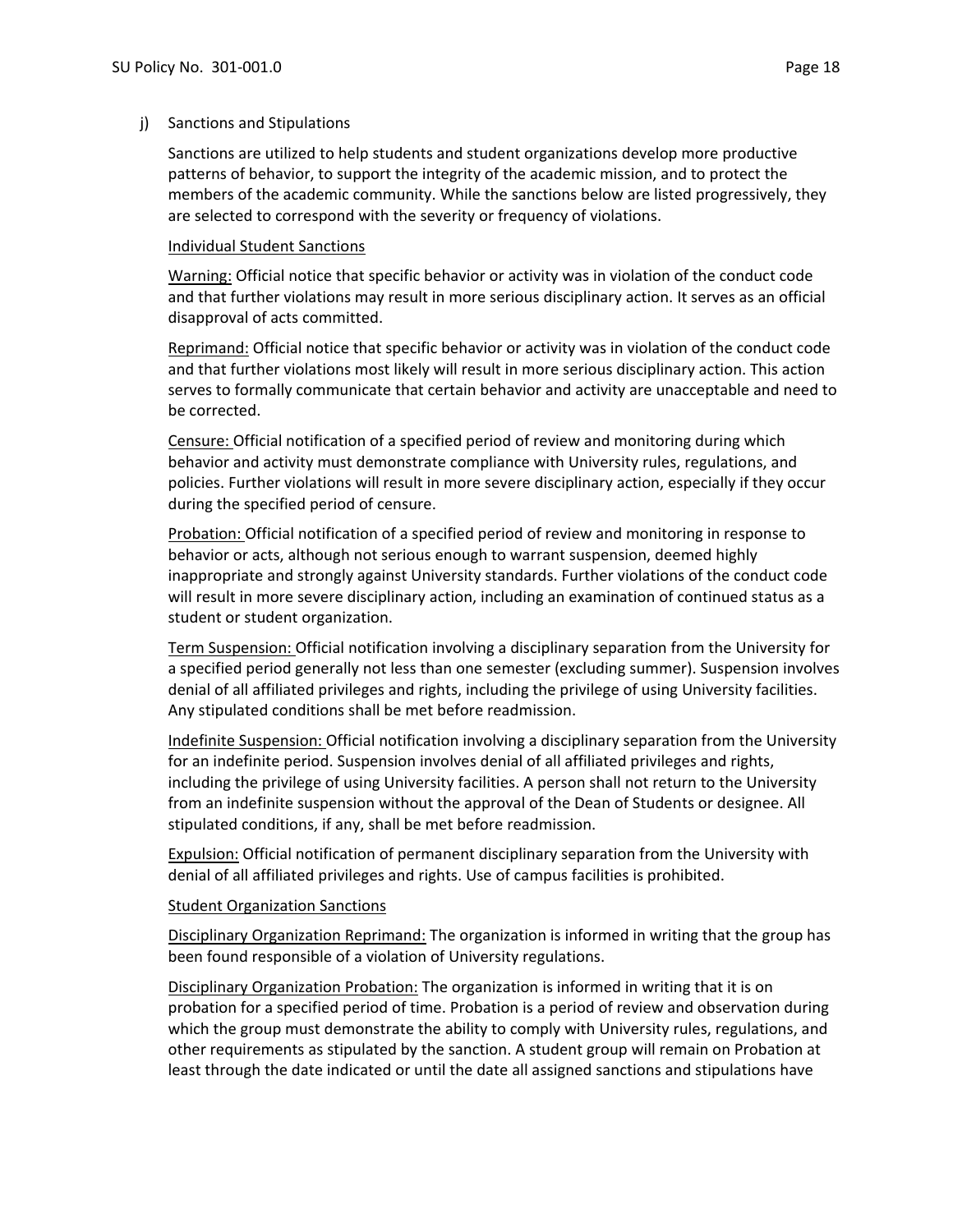j) Sanctions and Stipulations

Sanctions are utilized to help students and student organizations develop more productive patterns of behavior, to support the integrity of the academic mission, and to protect the members of the academic community. While the sanctions below are listed progressively, they are selected to correspond with the severity or frequency of violations.

<u>Individual Student Sanctions</u>

<u>Warning:</u> Official notice that specific behavior or activity was in violation of the conduct code and that further violations may result in more serious disciplinary action. It serves as an official disapproval of acts committed.

<u>Reprimand:</u> Official notice that specific behavior or activity was in violation of the conduct code and that further violations most likely will result in more serious disciplinary action. This action serves to formally communicate that certain behavior and activity are unacceptable and need to be corrected.

<u>Censure:</u> Official notification of a specified period of review and monitoring during which behavior and activity must demonstrate compliance with University rules, regulations, and policies. Further violations will result in more severe disciplinary action, especially if they occur during the specified period of censure.

<u>Probation:</u> Official notification of a specified period of review and monitoring in response to behavior or acts, although not serious enough to warrant suspension, deemed highly inappropriate and strongly against University standards. Further violations of the conduct code will result in more severe disciplinary action, including an examination of continued status as a student or student organization.

<u>Term Suspension:</u> Official notification involving a disciplinary separation from the University for a specified period generally not less than one semester (excluding summer). Suspension involves denial of all affiliated privileges and rights, including the privilege of using University facilities. Any stipulated conditions shall be met before readmission.

<u>Indefinite Suspension:</u> Official notification involving a disciplinary separation from the University for an indefinite period. Suspension involves denial of all affiliated privileges and rights, including the privilege of using University facilities. A person shall not return to the University from an indefinite suspension without the approval of the Dean of Students or designee. All stipulated conditions, if any, shall be met before readmission.

<u>Expulsion:</u> Official notification of permanent disciplinary separation from the University with denial of all affiliated privileges and rights. Use of campus facilities is prohibited.

<u>Student Organization Sanctions</u>

<u>Disciplinary Organization Reprimand:</u> The organization is informed in writing that the group has been found responsible of a violation of University regulations.

<u>Disciplinary Organization Probation:</u> The organization is informed in writing that it is on probation for a specified period of time. Probation is a period of review and observation during which the group must demonstrate the ability to comply with University rules, regulations, and other requirements as stipulated by the sanction. A student group will remain on Probation at least through the date indicated or until the date all assigned sanctions and stipulations have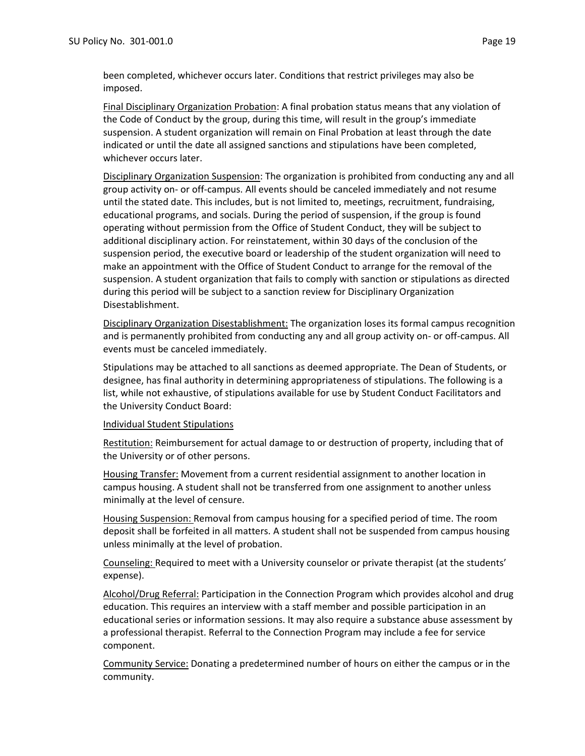been completed, whichever occurs later. Conditions that restrict privileges may also be imposed.

Final Disciplinary Organization Probation: A final probation status means that any violation of the Code of Conduct by the group, during this time, will result in the group's immediate suspension. A student organization will remain on Final Probation at least through the date indicated or until the date all assigned sanctions and stipulations have been completed, whichever occurs later.

Disciplinary Organization Suspension: The organization is prohibited from conducting any and all group activity on- or off-campus. All events should be canceled immediately and not resume until the stated date. This includes, but is not limited to, meetings, recruitment, fundraising, educational programs, and socials. During the period of suspension, if the group is found operating without permission from the Office of Student Conduct, they will be subject to additional disciplinary action. For reinstatement, within 30 days of the conclusion of the suspension period, the executive board or leadership of the student organization will need to make an appointment with the Office of Student Conduct to arrange for the removal of the suspension. A student organization that fails to comply with sanction or stipulations as directed during this period will be subject to a sanction review for Disciplinary Organization Disestablishment.

Disciplinary Organization Disestablishment: The organization loses its formal campus recognition and is permanently prohibited from conducting any and all group activity on- or off-campus. All events must be canceled immediately.

Stipulations may be attached to all sanctions as deemed appropriate. The Dean of Students, or designee, has final authority in determining appropriateness of stipulations. The following is a list, while not exhaustive, of stipulations available for use by Student Conduct Facilitators and the University Conduct Board:

Individual Student Stipulations

Restitution: Reimbursement for actual damage to or destruction of property, including that of the University or of other persons.

Housing Transfer: Movement from a current residential assignment to another location in campus housing. A student shall not be transferred from one assignment to another unless minimally at the level of censure.

Housing Suspension: Removal from campus housing for a specified period of time. The room deposit shall be forfeited in all matters. A student shall not be suspended from campus housing unless minimally at the level of probation.

Counseling: Required to meet with a University counselor or private therapist (at the students' expense).

Alcohol/Drug Referral: Participation in the Connection Program which provides alcohol and drug education. This requires an interview with a staff member and possible participation in an educational series or information sessions. It may also require a substance abuse assessment by a professional therapist. Referral to the Connection Program may include a fee for service component.

Community Service: Donating a predetermined number of hours on either the campus or in the community.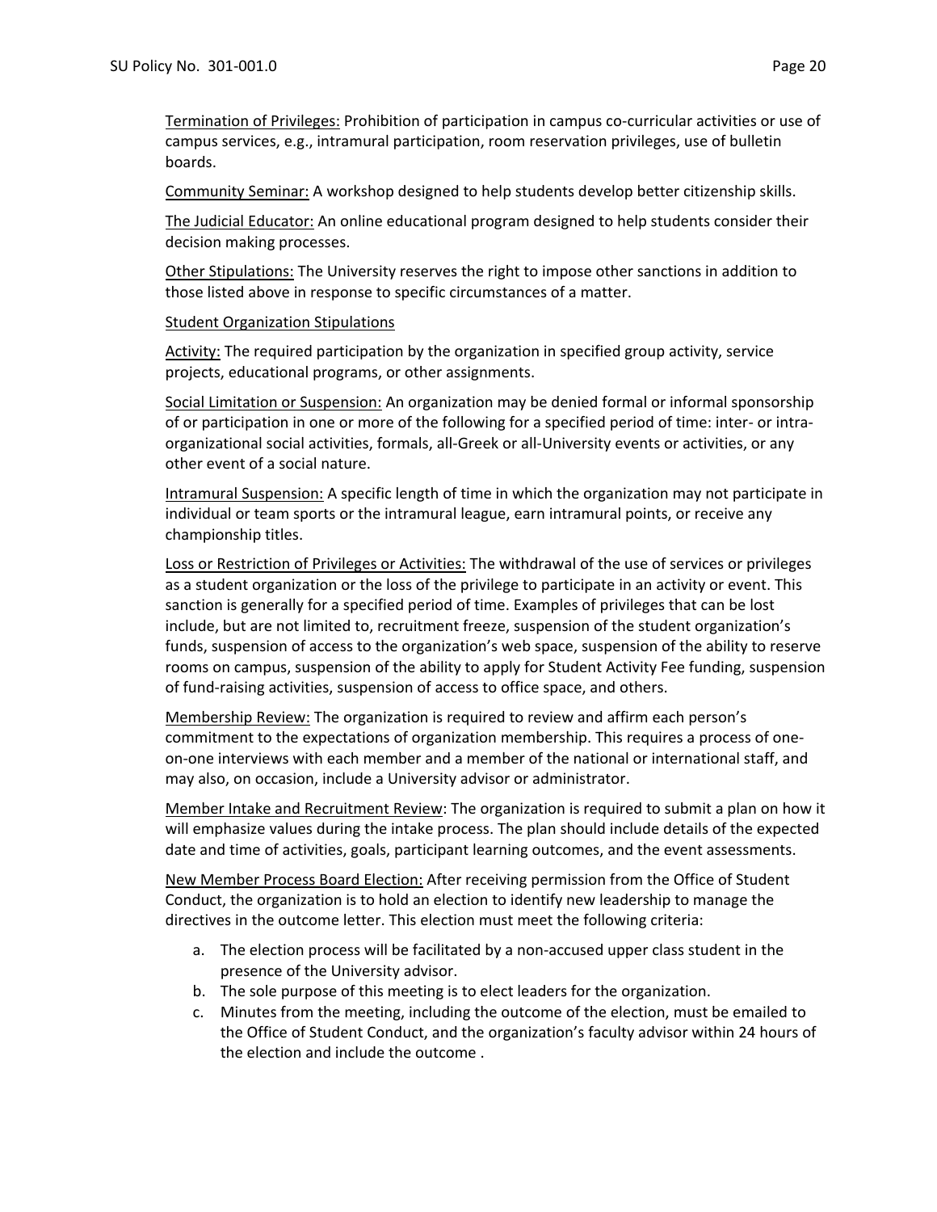Termination of Privileges: Prohibition of participation in campus co-curricular activities or use of campus services, e.g., intramural participation, room reservation privileges, use of bulletin boards.

Community Seminar: A workshop designed to help students develop better citizenship skills.

The Judicial Educator: An online educational program designed to help students consider their decision making processes.

Other Stipulations: The University reserves the right to impose other sanctions in addition to those listed above in response to specific circumstances of a matter.

Student Organization Stipulations

Activity: The required participation by the organization in specified group activity, service projects, educational programs, or other assignments.

Social Limitation or Suspension: An organization may be denied formal or informal sponsorship of or participation in one or more of the following for a specified period of time: inter- or intra-organizational social activities, formals, all-Greek or all-University events or activities, or any other event of a social nature.

Intramural Suspension: A specific length of time in which the organization may not participate in individual or team sports or the intramural league, earn intramural points, or receive any championship titles.

Loss or Restriction of Privileges or Activities: The withdrawal of the use of services or privileges as a student organization or the loss of the privilege to participate in an activity or event. This sanction is generally for a specified period of time. Examples of privileges that can be lost include, but are not limited to, recruitment freeze, suspension of the student organization's funds, suspension of access to the organization's web space, suspension of the ability to reserve rooms on campus, suspension of the ability to apply for Student Activity Fee funding, suspension of fund-raising activities, suspension of access to office space, and others.

Membership Review: The organization is required to review and affirm each person's commitment to the expectations of organization membership. This requires a process of one-on-one interviews with each member and a member of the national or international staff, and may also, on occasion, include a University advisor or administrator.

Member Intake and Recruitment Review: The organization is required to submit a plan on how it will emphasize values during the intake process. The plan should include details of the expected date and time of activities, goals, participant learning outcomes, and the event assessments.

New Member Process Board Election: After receiving permission from the Office of Student Conduct, the organization is to hold an election to identify new leadership to manage the directives in the outcome letter. This election must meet the following criteria:

a. The election process will be facilitated by a non-accused upper class student in the presence of the University advisor.
b. The sole purpose of this meeting is to elect leaders for the organization.
c. Minutes from the meeting, including the outcome of the election, must be emailed to the Office of Student Conduct, and the organization's faculty advisor within 24 hours of the election and include the outcome .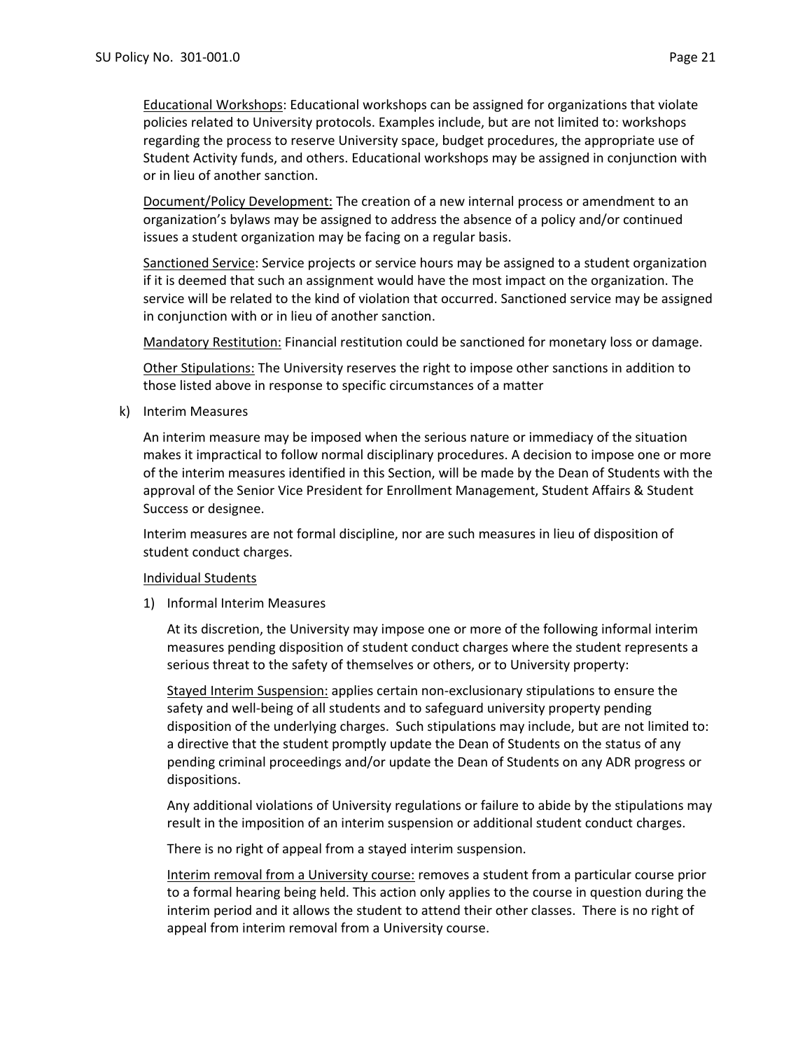<u>Educational Workshops</u>: Educational workshops can be assigned for organizations that violate policies related to University protocols. Examples include, but are not limited to: workshops regarding the process to reserve University space, budget procedures, the appropriate use of Student Activity funds, and others. Educational workshops may be assigned in conjunction with or in lieu of another sanction.

<u>Document/Policy Development:</u> The creation of a new internal process or amendment to an organization's bylaws may be assigned to address the absence of a policy and/or continued issues a student organization may be facing on a regular basis.

<u>Sanctioned Service</u>: Service projects or service hours may be assigned to a student organization if it is deemed that such an assignment would have the most impact on the organization. The service will be related to the kind of violation that occurred. Sanctioned service may be assigned in conjunction with or in lieu of another sanction.

<u>Mandatory Restitution:</u> Financial restitution could be sanctioned for monetary loss or damage.

<u>Other Stipulations:</u> The University reserves the right to impose other sanctions in addition to those listed above in response to specific circumstances of a matter

k) Interim Measures

An interim measure may be imposed when the serious nature or immediacy of the situation makes it impractical to follow normal disciplinary procedures. A decision to impose one or more of the interim measures identified in this Section, will be made by the Dean of Students with the approval of the Senior Vice President for Enrollment Management, Student Affairs & Student Success or designee.

Interim measures are not formal discipline, nor are such measures in lieu of disposition of student conduct charges.

<u>Individual Students</u>

1) Informal Interim Measures

At its discretion, the University may impose one or more of the following informal interim measures pending disposition of student conduct charges where the student represents a serious threat to the safety of themselves or others, or to University property:

<u>Stayed Interim Suspension:</u> applies certain non-exclusionary stipulations to ensure the safety and well-being of all students and to safeguard university property pending disposition of the underlying charges. Such stipulations may include, but are not limited to: a directive that the student promptly update the Dean of Students on the status of any pending criminal proceedings and/or update the Dean of Students on any ADR progress or dispositions.

Any additional violations of University regulations or failure to abide by the stipulations may result in the imposition of an interim suspension or additional student conduct charges.

There is no right of appeal from a stayed interim suspension.

<u>Interim removal from a University course:</u> removes a student from a particular course prior to a formal hearing being held. This action only applies to the course in question during the interim period and it allows the student to attend their other classes. There is no right of appeal from interim removal from a University course.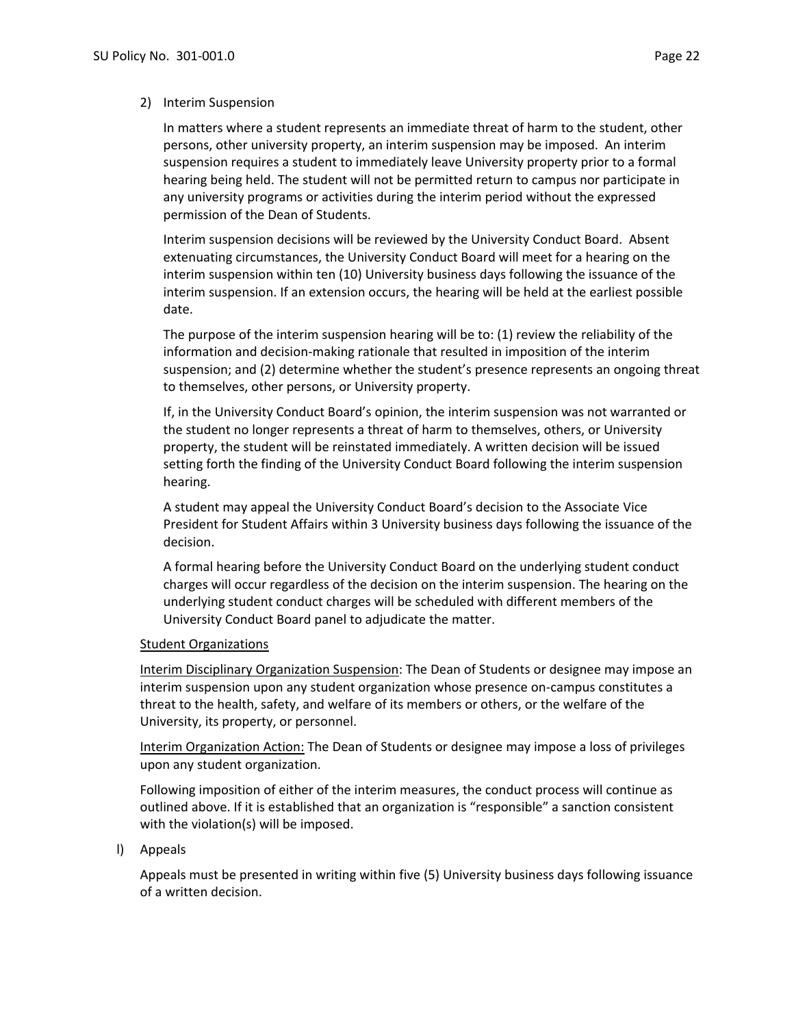2) Interim Suspension

   In matters where a student represents an immediate threat of harm to the student, other persons, other university property, an interim suspension may be imposed. An interim suspension requires a student to immediately leave University property prior to a formal hearing being held. The student will not be permitted return to campus nor participate in any university programs or activities during the interim period without the expressed permission of the Dean of Students.

   Interim suspension decisions will be reviewed by the University Conduct Board. Absent extenuating circumstances, the University Conduct Board will meet for a hearing on the interim suspension within ten (10) University business days following the issuance of the interim suspension. If an extension occurs, the hearing will be held at the earliest possible date.

   The purpose of the interim suspension hearing will be to: (1) review the reliability of the information and decision-making rationale that resulted in imposition of the interim suspension; and (2) determine whether the student's presence represents an ongoing threat to themselves, other persons, or University property.

   If, in the University Conduct Board's opinion, the interim suspension was not warranted or the student no longer represents a threat of harm to themselves, others, or University property, the student will be reinstated immediately. A written decision will be issued setting forth the finding of the University Conduct Board following the interim suspension hearing.

   A student may appeal the University Conduct Board's decision to the Associate Vice President for Student Affairs within 3 University business days following the issuance of the decision.

   A formal hearing before the University Conduct Board on the underlying student conduct charges will occur regardless of the decision on the interim suspension. The hearing on the underlying student conduct charges will be scheduled with different members of the University Conduct Board panel to adjudicate the matter.

Student Organizations

Interim Disciplinary Organization Suspension: The Dean of Students or designee may impose an interim suspension upon any student organization whose presence on-campus constitutes a threat to the health, safety, and welfare of its members or others, or the welfare of the University, its property, or personnel.

Interim Organization Action: The Dean of Students or designee may impose a loss of privileges upon any student organization.

Following imposition of either of the interim measures, the conduct process will continue as outlined above. If it is established that an organization is "responsible" a sanction consistent with the violation(s) will be imposed.

l) Appeals

   Appeals must be presented in writing within five (5) University business days following issuance of a written decision.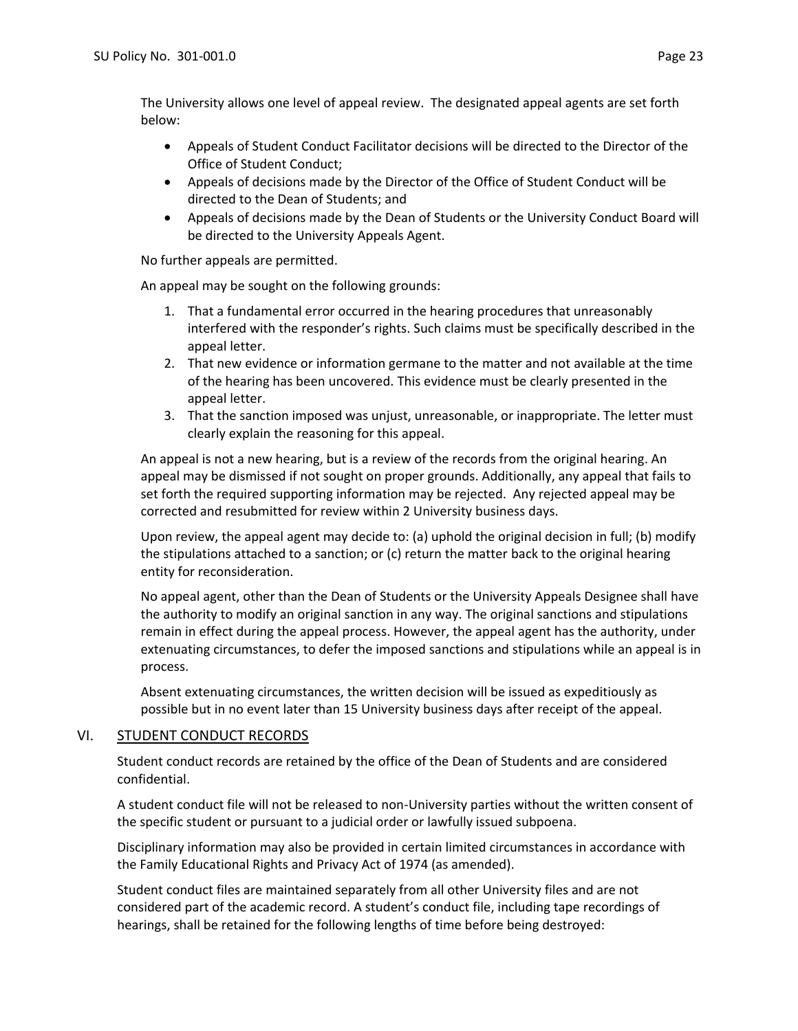The University allows one level of appeal review. The designated appeal agents are set forth below:

- Appeals of Student Conduct Facilitator decisions will be directed to the Director of the Office of Student Conduct;
- Appeals of decisions made by the Director of the Office of Student Conduct will be directed to the Dean of Students; and
- Appeals of decisions made by the Dean of Students or the University Conduct Board will be directed to the University Appeals Agent.

No further appeals are permitted.

An appeal may be sought on the following grounds:

1. That a fundamental error occurred in the hearing procedures that unreasonably interfered with the responder's rights. Such claims must be specifically described in the appeal letter.
2. That new evidence or information germane to the matter and not available at the time of the hearing has been uncovered. This evidence must be clearly presented in the appeal letter.
3. That the sanction imposed was unjust, unreasonable, or inappropriate. The letter must clearly explain the reasoning for this appeal.

An appeal is not a new hearing, but is a review of the records from the original hearing. An appeal may be dismissed if not sought on proper grounds. Additionally, any appeal that fails to set forth the required supporting information may be rejected. Any rejected appeal may be corrected and resubmitted for review within 2 University business days.

Upon review, the appeal agent may decide to: (a) uphold the original decision in full; (b) modify the stipulations attached to a sanction; or (c) return the matter back to the original hearing entity for reconsideration.

No appeal agent, other than the Dean of Students or the University Appeals Designee shall have the authority to modify an original sanction in any way. The original sanctions and stipulations remain in effect during the appeal process. However, the appeal agent has the authority, under extenuating circumstances, to defer the imposed sanctions and stipulations while an appeal is in process.

Absent extenuating circumstances, the written decision will be issued as expeditiously as possible but in no event later than 15 University business days after receipt of the appeal.

## VI. STUDENT CONDUCT RECORDS

Student conduct records are retained by the office of the Dean of Students and are considered confidential.

A student conduct file will not be released to non-University parties without the written consent of the specific student or pursuant to a judicial order or lawfully issued subpoena.

Disciplinary information may also be provided in certain limited circumstances in accordance with the Family Educational Rights and Privacy Act of 1974 (as amended).

Student conduct files are maintained separately from all other University files and are not considered part of the academic record. A student's conduct file, including tape recordings of hearings, shall be retained for the following lengths of time before being destroyed: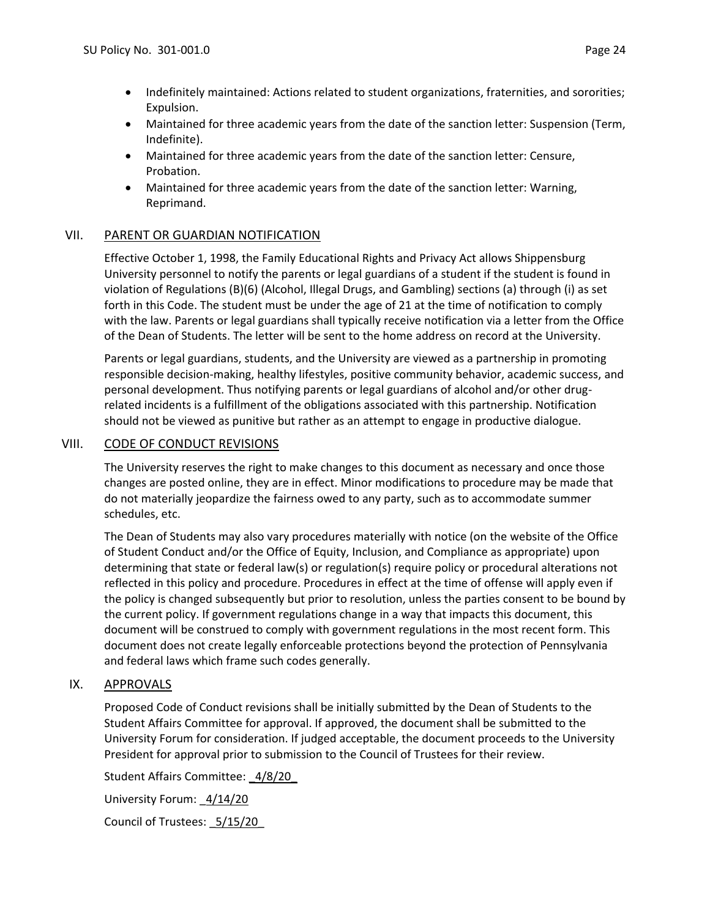- Indefinitely maintained: Actions related to student organizations, fraternities, and sororities; Expulsion.
- Maintained for three academic years from the date of the sanction letter: Suspension (Term, Indefinite).
- Maintained for three academic years from the date of the sanction letter: Censure, Probation.
- Maintained for three academic years from the date of the sanction letter: Warning, Reprimand.

## VII. PARENT OR GUARDIAN NOTIFICATION

Effective October 1, 1998, the Family Educational Rights and Privacy Act allows Shippensburg University personnel to notify the parents or legal guardians of a student if the student is found in violation of Regulations (B)(6) (Alcohol, Illegal Drugs, and Gambling) sections (a) through (i) as set forth in this Code. The student must be under the age of 21 at the time of notification to comply with the law. Parents or legal guardians shall typically receive notification via a letter from the Office of the Dean of Students. The letter will be sent to the home address on record at the University.

Parents or legal guardians, students, and the University are viewed as a partnership in promoting responsible decision-making, healthy lifestyles, positive community behavior, academic success, and personal development. Thus notifying parents or legal guardians of alcohol and/or other drug-related incidents is a fulfillment of the obligations associated with this partnership. Notification should not be viewed as punitive but rather as an attempt to engage in productive dialogue.

## VIII. CODE OF CONDUCT REVISIONS

The University reserves the right to make changes to this document as necessary and once those changes are posted online, they are in effect. Minor modifications to procedure may be made that do not materially jeopardize the fairness owed to any party, such as to accommodate summer schedules, etc.

The Dean of Students may also vary procedures materially with notice (on the website of the Office of Student Conduct and/or the Office of Equity, Inclusion, and Compliance as appropriate) upon determining that state or federal law(s) or regulation(s) require policy or procedural alterations not reflected in this policy and procedure. Procedures in effect at the time of offense will apply even if the policy is changed subsequently but prior to resolution, unless the parties consent to be bound by the current policy. If government regulations change in a way that impacts this document, this document will be construed to comply with government regulations in the most recent form. This document does not create legally enforceable protections beyond the protection of Pennsylvania and federal laws which frame such codes generally.

## IX. APPROVALS

Proposed Code of Conduct revisions shall be initially submitted by the Dean of Students to the Student Affairs Committee for approval. If approved, the document shall be submitted to the University Forum for consideration. If judged acceptable, the document proceeds to the University President for approval prior to submission to the Council of Trustees for their review.

Student Affairs Committee: 4/8/20

University Forum: 4/14/20

Council of Trustees: 5/15/20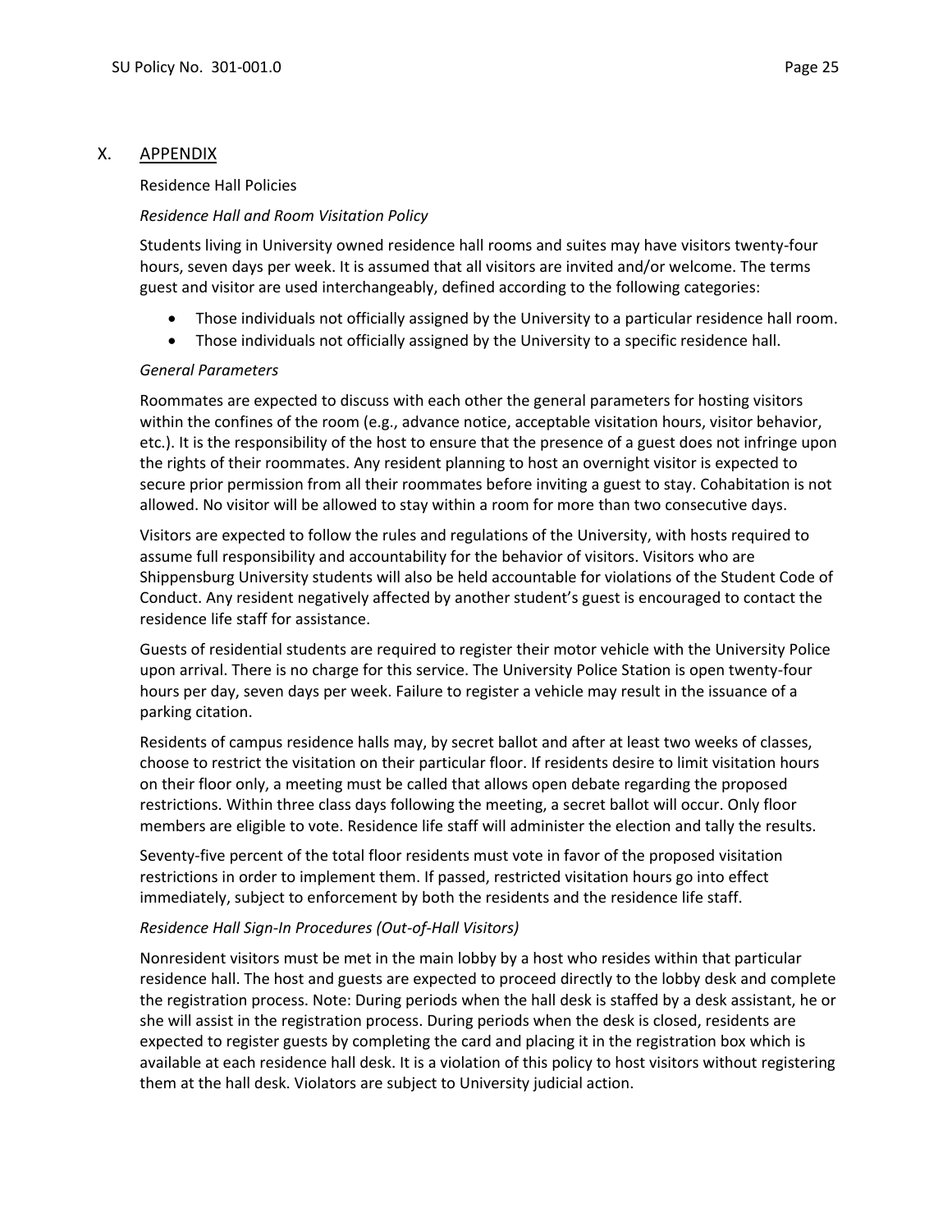## X. APPENDIX

Residence Hall Policies

*Residence Hall and Room Visitation Policy*

Students living in University owned residence hall rooms and suites may have visitors twenty-four hours, seven days per week. It is assumed that all visitors are invited and/or welcome. The terms guest and visitor are used interchangeably, defined according to the following categories:

- Those individuals not officially assigned by the University to a particular residence hall room.
- Those individuals not officially assigned by the University to a specific residence hall.

*General Parameters*

Roommates are expected to discuss with each other the general parameters for hosting visitors within the confines of the room (e.g., advance notice, acceptable visitation hours, visitor behavior, etc.). It is the responsibility of the host to ensure that the presence of a guest does not infringe upon the rights of their roommates. Any resident planning to host an overnight visitor is expected to secure prior permission from all their roommates before inviting a guest to stay. Cohabitation is not allowed. No visitor will be allowed to stay within a room for more than two consecutive days.

Visitors are expected to follow the rules and regulations of the University, with hosts required to assume full responsibility and accountability for the behavior of visitors. Visitors who are Shippensburg University students will also be held accountable for violations of the Student Code of Conduct. Any resident negatively affected by another student's guest is encouraged to contact the residence life staff for assistance.

Guests of residential students are required to register their motor vehicle with the University Police upon arrival. There is no charge for this service. The University Police Station is open twenty-four hours per day, seven days per week. Failure to register a vehicle may result in the issuance of a parking citation.

Residents of campus residence halls may, by secret ballot and after at least two weeks of classes, choose to restrict the visitation on their particular floor. If residents desire to limit visitation hours on their floor only, a meeting must be called that allows open debate regarding the proposed restrictions. Within three class days following the meeting, a secret ballot will occur. Only floor members are eligible to vote. Residence life staff will administer the election and tally the results.

Seventy-five percent of the total floor residents must vote in favor of the proposed visitation restrictions in order to implement them. If passed, restricted visitation hours go into effect immediately, subject to enforcement by both the residents and the residence life staff.

*Residence Hall Sign-In Procedures (Out-of-Hall Visitors)*

Nonresident visitors must be met in the main lobby by a host who resides within that particular residence hall. The host and guests are expected to proceed directly to the lobby desk and complete the registration process. Note: During periods when the hall desk is staffed by a desk assistant, he or she will assist in the registration process. During periods when the desk is closed, residents are expected to register guests by completing the card and placing it in the registration box which is available at each residence hall desk. It is a violation of this policy to host visitors without registering them at the hall desk. Violators are subject to University judicial action.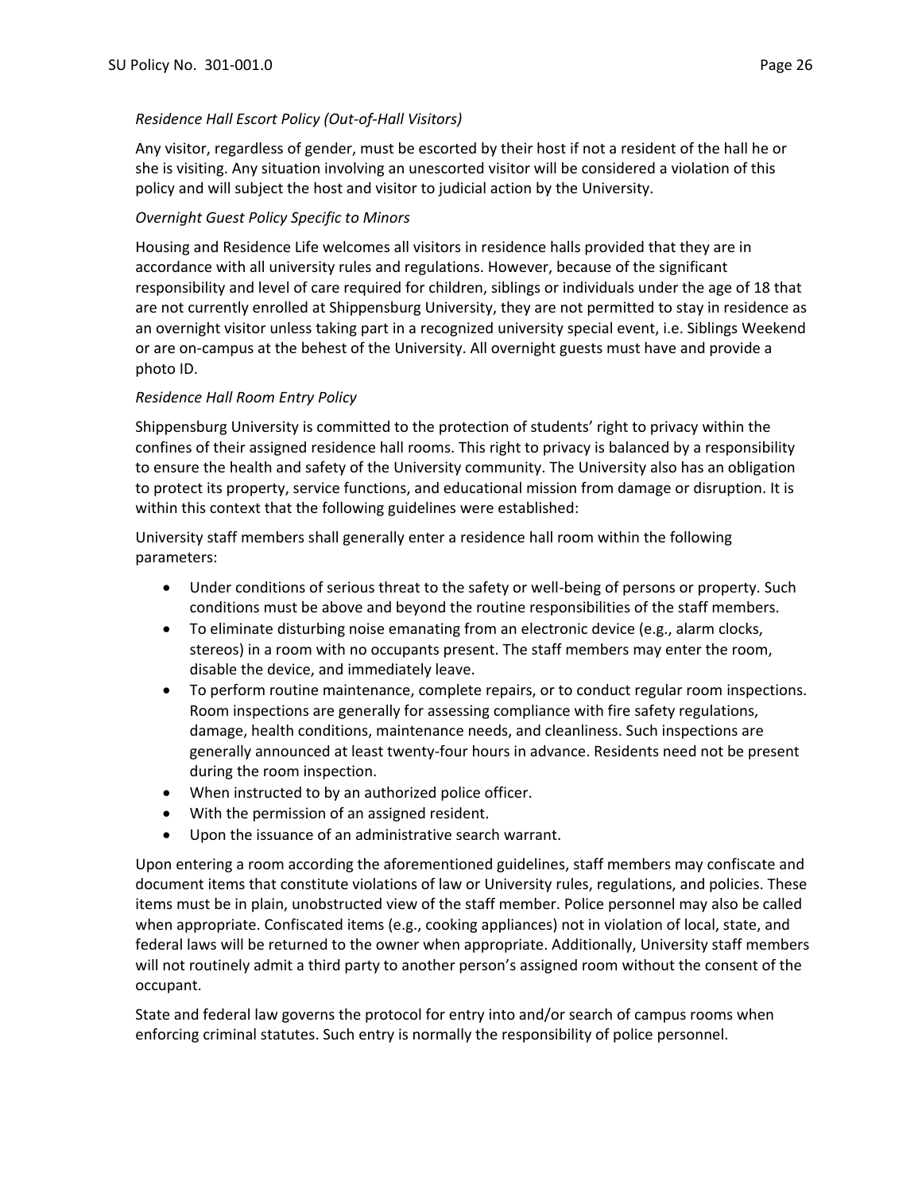*Residence Hall Escort Policy (Out-of-Hall Visitors)*

Any visitor, regardless of gender, must be escorted by their host if not a resident of the hall he or she is visiting. Any situation involving an unescorted visitor will be considered a violation of this policy and will subject the host and visitor to judicial action by the University.

*Overnight Guest Policy Specific to Minors*

Housing and Residence Life welcomes all visitors in residence halls provided that they are in accordance with all university rules and regulations. However, because of the significant responsibility and level of care required for children, siblings or individuals under the age of 18 that are not currently enrolled at Shippensburg University, they are not permitted to stay in residence as an overnight visitor unless taking part in a recognized university special event, i.e. Siblings Weekend or are on-campus at the behest of the University. All overnight guests must have and provide a photo ID.

*Residence Hall Room Entry Policy*

Shippensburg University is committed to the protection of students' right to privacy within the confines of their assigned residence hall rooms. This right to privacy is balanced by a responsibility to ensure the health and safety of the University community. The University also has an obligation to protect its property, service functions, and educational mission from damage or disruption. It is within this context that the following guidelines were established:

University staff members shall generally enter a residence hall room within the following parameters:

- Under conditions of serious threat to the safety or well-being of persons or property. Such conditions must be above and beyond the routine responsibilities of the staff members.
- To eliminate disturbing noise emanating from an electronic device (e.g., alarm clocks, stereos) in a room with no occupants present. The staff members may enter the room, disable the device, and immediately leave.
- To perform routine maintenance, complete repairs, or to conduct regular room inspections. Room inspections are generally for assessing compliance with fire safety regulations, damage, health conditions, maintenance needs, and cleanliness. Such inspections are generally announced at least twenty-four hours in advance. Residents need not be present during the room inspection.
- When instructed to by an authorized police officer.
- With the permission of an assigned resident.
- Upon the issuance of an administrative search warrant.

Upon entering a room according the aforementioned guidelines, staff members may confiscate and document items that constitute violations of law or University rules, regulations, and policies. These items must be in plain, unobstructed view of the staff member. Police personnel may also be called when appropriate. Confiscated items (e.g., cooking appliances) not in violation of local, state, and federal laws will be returned to the owner when appropriate. Additionally, University staff members will not routinely admit a third party to another person's assigned room without the consent of the occupant.

State and federal law governs the protocol for entry into and/or search of campus rooms when enforcing criminal statutes. Such entry is normally the responsibility of police personnel.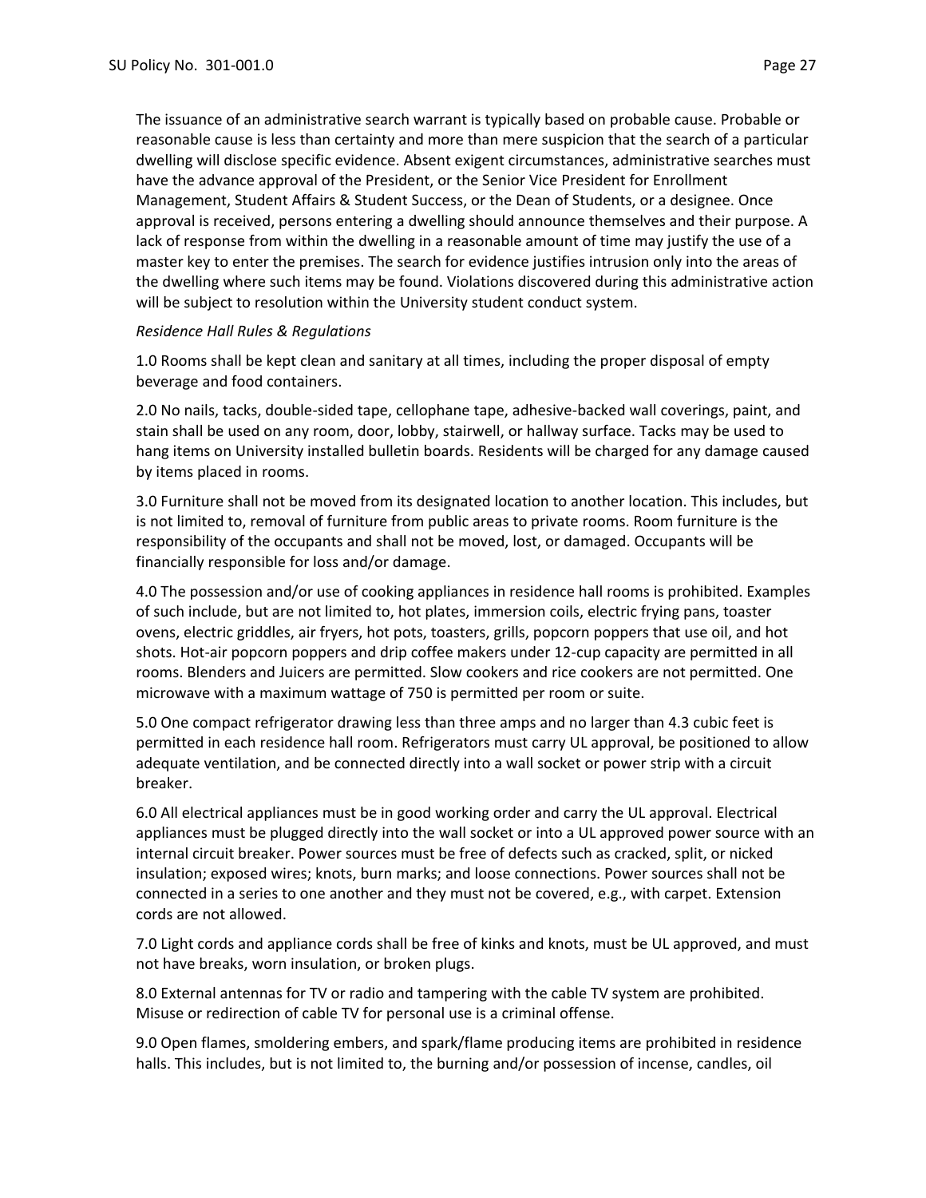The issuance of an administrative search warrant is typically based on probable cause. Probable or reasonable cause is less than certainty and more than mere suspicion that the search of a particular dwelling will disclose specific evidence. Absent exigent circumstances, administrative searches must have the advance approval of the President, or the Senior Vice President for Enrollment Management, Student Affairs & Student Success, or the Dean of Students, or a designee. Once approval is received, persons entering a dwelling should announce themselves and their purpose. A lack of response from within the dwelling in a reasonable amount of time may justify the use of a master key to enter the premises. The search for evidence justifies intrusion only into the areas of the dwelling where such items may be found. Violations discovered during this administrative action will be subject to resolution within the University student conduct system.

*Residence Hall Rules & Regulations*

1.0 Rooms shall be kept clean and sanitary at all times, including the proper disposal of empty beverage and food containers.

2.0 No nails, tacks, double-sided tape, cellophane tape, adhesive-backed wall coverings, paint, and stain shall be used on any room, door, lobby, stairwell, or hallway surface. Tacks may be used to hang items on University installed bulletin boards. Residents will be charged for any damage caused by items placed in rooms.

3.0 Furniture shall not be moved from its designated location to another location. This includes, but is not limited to, removal of furniture from public areas to private rooms. Room furniture is the responsibility of the occupants and shall not be moved, lost, or damaged. Occupants will be financially responsible for loss and/or damage.

4.0 The possession and/or use of cooking appliances in residence hall rooms is prohibited. Examples of such include, but are not limited to, hot plates, immersion coils, electric frying pans, toaster ovens, electric griddles, air fryers, hot pots, toasters, grills, popcorn poppers that use oil, and hot shots. Hot-air popcorn poppers and drip coffee makers under 12-cup capacity are permitted in all rooms. Blenders and Juicers are permitted. Slow cookers and rice cookers are not permitted. One microwave with a maximum wattage of 750 is permitted per room or suite.

5.0 One compact refrigerator drawing less than three amps and no larger than 4.3 cubic feet is permitted in each residence hall room. Refrigerators must carry UL approval, be positioned to allow adequate ventilation, and be connected directly into a wall socket or power strip with a circuit breaker.

6.0 All electrical appliances must be in good working order and carry the UL approval. Electrical appliances must be plugged directly into the wall socket or into a UL approved power source with an internal circuit breaker. Power sources must be free of defects such as cracked, split, or nicked insulation; exposed wires; knots, burn marks; and loose connections. Power sources shall not be connected in a series to one another and they must not be covered, e.g., with carpet. Extension cords are not allowed.

7.0 Light cords and appliance cords shall be free of kinks and knots, must be UL approved, and must not have breaks, worn insulation, or broken plugs.

8.0 External antennas for TV or radio and tampering with the cable TV system are prohibited. Misuse or redirection of cable TV for personal use is a criminal offense.

9.0 Open flames, smoldering embers, and spark/flame producing items are prohibited in residence halls. This includes, but is not limited to, the burning and/or possession of incense, candles, oil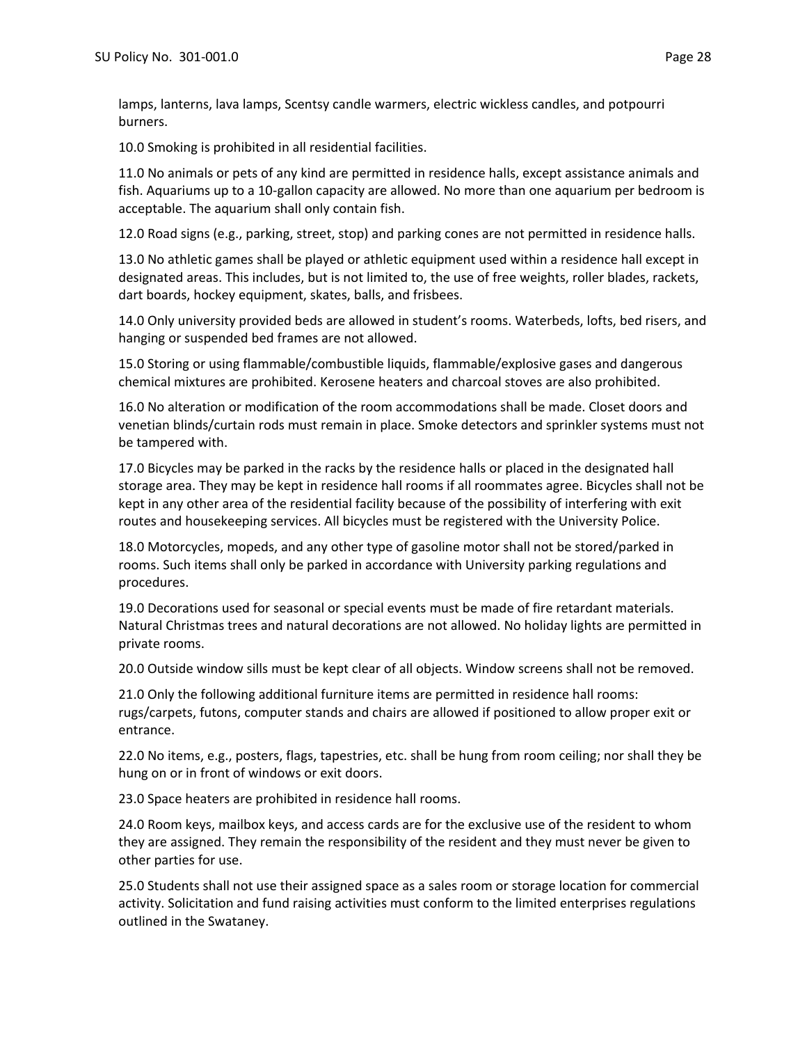lamps, lanterns, lava lamps, Scentsy candle warmers, electric wickless candles, and potpourri burners.

10.0 Smoking is prohibited in all residential facilities.

11.0 No animals or pets of any kind are permitted in residence halls, except assistance animals and fish. Aquariums up to a 10-gallon capacity are allowed. No more than one aquarium per bedroom is acceptable. The aquarium shall only contain fish.

12.0 Road signs (e.g., parking, street, stop) and parking cones are not permitted in residence halls.

13.0 No athletic games shall be played or athletic equipment used within a residence hall except in designated areas. This includes, but is not limited to, the use of free weights, roller blades, rackets, dart boards, hockey equipment, skates, balls, and frisbees.

14.0 Only university provided beds are allowed in student's rooms. Waterbeds, lofts, bed risers, and hanging or suspended bed frames are not allowed.

15.0 Storing or using flammable/combustible liquids, flammable/explosive gases and dangerous chemical mixtures are prohibited. Kerosene heaters and charcoal stoves are also prohibited.

16.0 No alteration or modification of the room accommodations shall be made. Closet doors and venetian blinds/curtain rods must remain in place. Smoke detectors and sprinkler systems must not be tampered with.

17.0 Bicycles may be parked in the racks by the residence halls or placed in the designated hall storage area. They may be kept in residence hall rooms if all roommates agree. Bicycles shall not be kept in any other area of the residential facility because of the possibility of interfering with exit routes and housekeeping services. All bicycles must be registered with the University Police.

18.0 Motorcycles, mopeds, and any other type of gasoline motor shall not be stored/parked in rooms. Such items shall only be parked in accordance with University parking regulations and procedures.

19.0 Decorations used for seasonal or special events must be made of fire retardant materials. Natural Christmas trees and natural decorations are not allowed. No holiday lights are permitted in private rooms.

20.0 Outside window sills must be kept clear of all objects. Window screens shall not be removed.

21.0 Only the following additional furniture items are permitted in residence hall rooms: rugs/carpets, futons, computer stands and chairs are allowed if positioned to allow proper exit or entrance.

22.0 No items, e.g., posters, flags, tapestries, etc. shall be hung from room ceiling; nor shall they be hung on or in front of windows or exit doors.

23.0 Space heaters are prohibited in residence hall rooms.

24.0 Room keys, mailbox keys, and access cards are for the exclusive use of the resident to whom they are assigned. They remain the responsibility of the resident and they must never be given to other parties for use.

25.0 Students shall not use their assigned space as a sales room or storage location for commercial activity. Solicitation and fund raising activities must conform to the limited enterprises regulations outlined in the Swataney.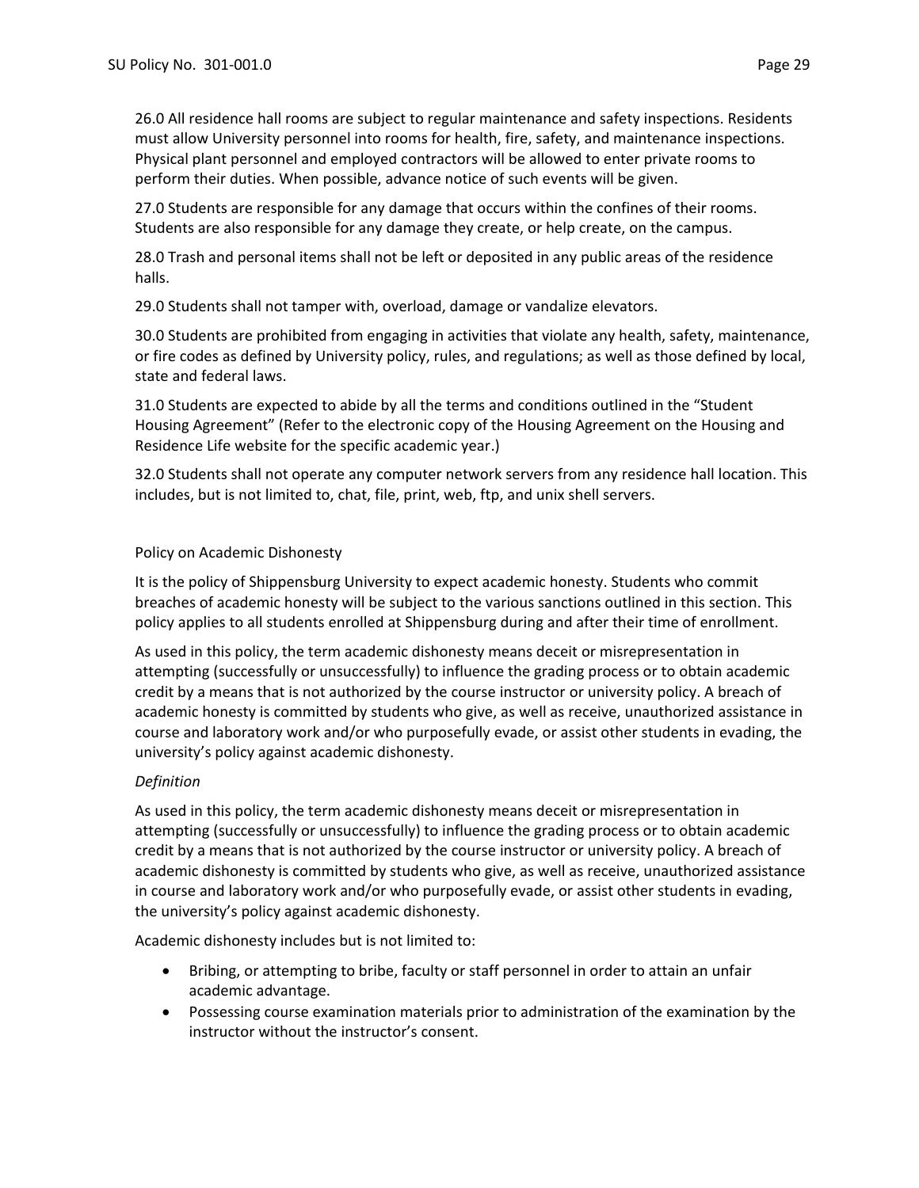26.0 All residence hall rooms are subject to regular maintenance and safety inspections. Residents must allow University personnel into rooms for health, fire, safety, and maintenance inspections. Physical plant personnel and employed contractors will be allowed to enter private rooms to perform their duties. When possible, advance notice of such events will be given.

27.0 Students are responsible for any damage that occurs within the confines of their rooms. Students are also responsible for any damage they create, or help create, on the campus.

28.0 Trash and personal items shall not be left or deposited in any public areas of the residence halls.

29.0 Students shall not tamper with, overload, damage or vandalize elevators.

30.0 Students are prohibited from engaging in activities that violate any health, safety, maintenance, or fire codes as defined by University policy, rules, and regulations; as well as those defined by local, state and federal laws.

31.0 Students are expected to abide by all the terms and conditions outlined in the "Student Housing Agreement" (Refer to the electronic copy of the Housing Agreement on the Housing and Residence Life website for the specific academic year.)

32.0 Students shall not operate any computer network servers from any residence hall location. This includes, but is not limited to, chat, file, print, web, ftp, and unix shell servers.

## Policy on Academic Dishonesty

It is the policy of Shippensburg University to expect academic honesty. Students who commit breaches of academic honesty will be subject to the various sanctions outlined in this section. This policy applies to all students enrolled at Shippensburg during and after their time of enrollment.

As used in this policy, the term academic dishonesty means deceit or misrepresentation in attempting (successfully or unsuccessfully) to influence the grading process or to obtain academic credit by a means that is not authorized by the course instructor or university policy. A breach of academic honesty is committed by students who give, as well as receive, unauthorized assistance in course and laboratory work and/or who purposefully evade, or assist other students in evading, the university's policy against academic dishonesty.

*Definition*

As used in this policy, the term academic dishonesty means deceit or misrepresentation in attempting (successfully or unsuccessfully) to influence the grading process or to obtain academic credit by a means that is not authorized by the course instructor or university policy. A breach of academic dishonesty is committed by students who give, as well as receive, unauthorized assistance in course and laboratory work and/or who purposefully evade, or assist other students in evading, the university's policy against academic dishonesty.

Academic dishonesty includes but is not limited to:

- Bribing, or attempting to bribe, faculty or staff personnel in order to attain an unfair academic advantage.
- Possessing course examination materials prior to administration of the examination by the instructor without the instructor's consent.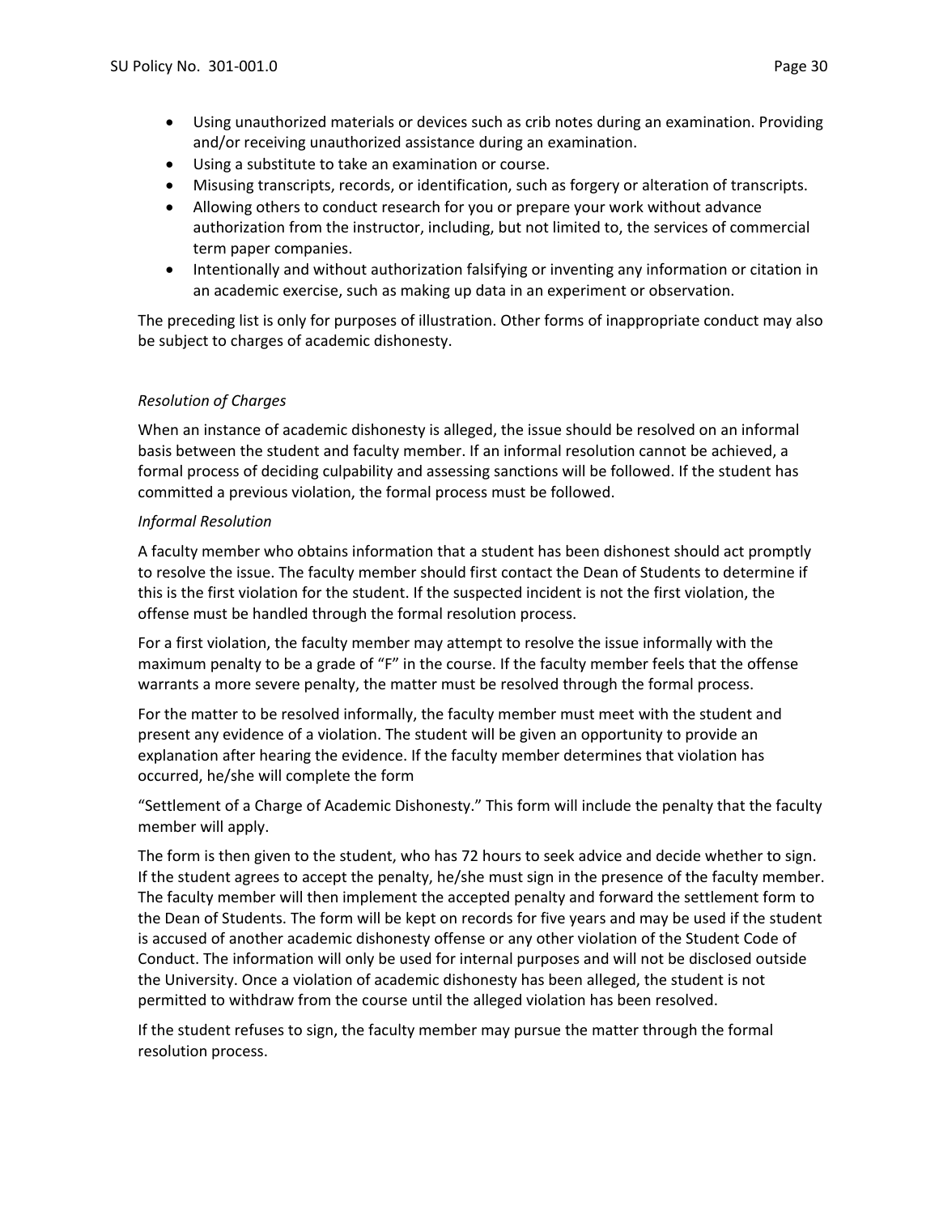- Using unauthorized materials or devices such as crib notes during an examination. Providing and/or receiving unauthorized assistance during an examination.
- Using a substitute to take an examination or course.
- Misusing transcripts, records, or identification, such as forgery or alteration of transcripts.
- Allowing others to conduct research for you or prepare your work without advance authorization from the instructor, including, but not limited to, the services of commercial term paper companies.
- Intentionally and without authorization falsifying or inventing any information or citation in an academic exercise, such as making up data in an experiment or observation.

The preceding list is only for purposes of illustration. Other forms of inappropriate conduct may also be subject to charges of academic dishonesty.

*Resolution of Charges*

When an instance of academic dishonesty is alleged, the issue should be resolved on an informal basis between the student and faculty member. If an informal resolution cannot be achieved, a formal process of deciding culpability and assessing sanctions will be followed. If the student has committed a previous violation, the formal process must be followed.

*Informal Resolution*

A faculty member who obtains information that a student has been dishonest should act promptly to resolve the issue. The faculty member should first contact the Dean of Students to determine if this is the first violation for the student. If the suspected incident is not the first violation, the offense must be handled through the formal resolution process.

For a first violation, the faculty member may attempt to resolve the issue informally with the maximum penalty to be a grade of "F" in the course. If the faculty member feels that the offense warrants a more severe penalty, the matter must be resolved through the formal process.

For the matter to be resolved informally, the faculty member must meet with the student and present any evidence of a violation. The student will be given an opportunity to provide an explanation after hearing the evidence. If the faculty member determines that violation has occurred, he/she will complete the form

"Settlement of a Charge of Academic Dishonesty." This form will include the penalty that the faculty member will apply.

The form is then given to the student, who has 72 hours to seek advice and decide whether to sign. If the student agrees to accept the penalty, he/she must sign in the presence of the faculty member. The faculty member will then implement the accepted penalty and forward the settlement form to the Dean of Students. The form will be kept on records for five years and may be used if the student is accused of another academic dishonesty offense or any other violation of the Student Code of Conduct. The information will only be used for internal purposes and will not be disclosed outside the University. Once a violation of academic dishonesty has been alleged, the student is not permitted to withdraw from the course until the alleged violation has resolved.

If the student refuses to sign, the faculty member may pursue the matter through the formal resolution process.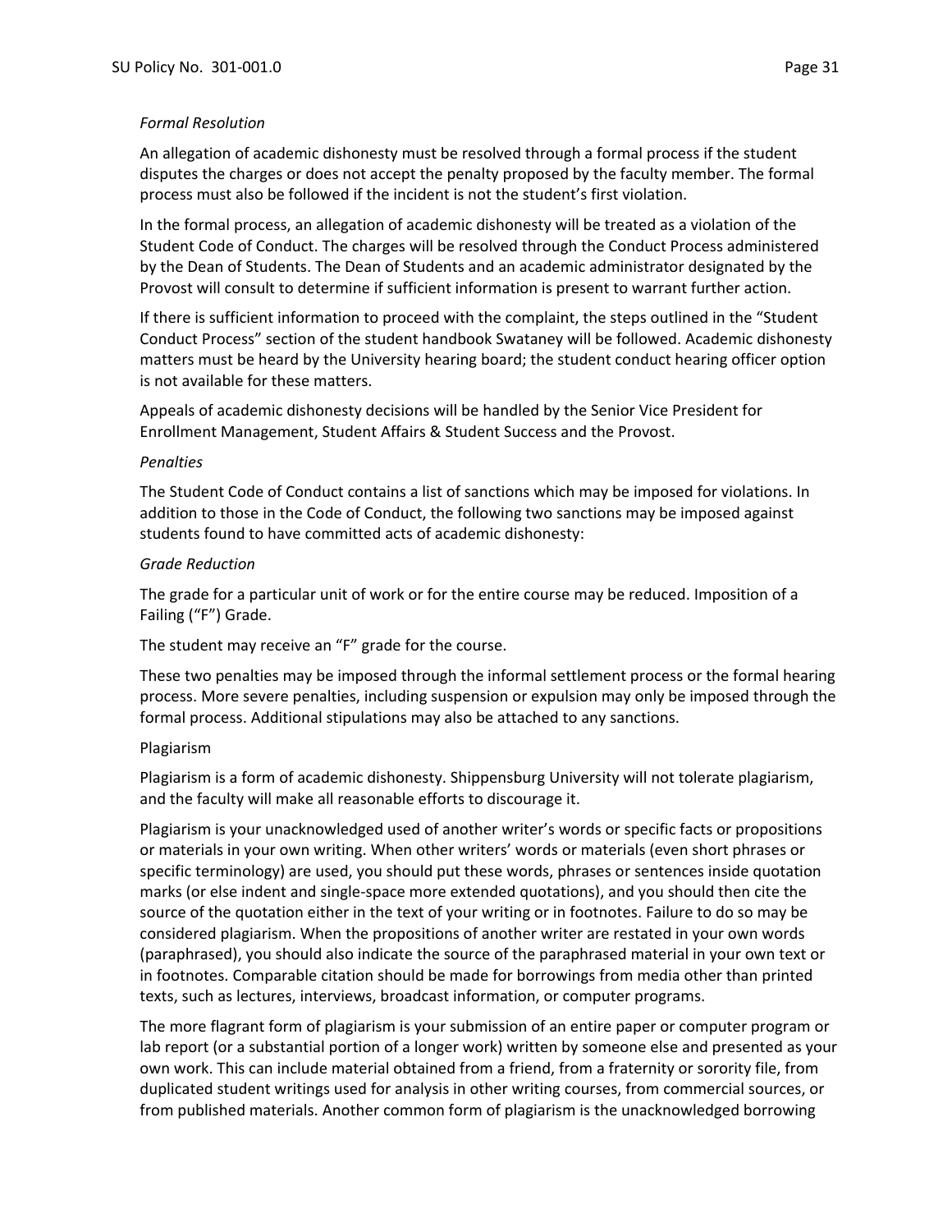*Formal Resolution*

An allegation of academic dishonesty must be resolved through a formal process if the student disputes the charges or does not accept the penalty proposed by the faculty member. The formal process must also be followed if the incident is not the student's first violation.

In the formal process, an allegation of academic dishonesty will be treated as a violation of the Student Code of Conduct. The charges will be resolved through the Conduct Process administered by the Dean of Students. The Dean of Students and an academic administrator designated by the Provost will consult to determine if sufficient information is present to warrant further action.

If there is sufficient information to proceed with the complaint, the steps outlined in the "Student Conduct Process" section of the student handbook Swataney will be followed. Academic dishonesty matters must be heard by the University hearing board; the student conduct hearing officer option is not available for these matters.

Appeals of academic dishonesty decisions will be handled by the Senior Vice President for Enrollment Management, Student Affairs & Student Success and the Provost.

*Penalties*

The Student Code of Conduct contains a list of sanctions which may be imposed for violations. In addition to those in the Code of Conduct, the following two sanctions may be imposed against students found to have committed acts of academic dishonesty:

*Grade Reduction*

The grade for a particular unit of work or for the entire course may be reduced. Imposition of a Failing ("F") Grade.

The student may receive an "F" grade for the course.

These two penalties may be imposed through the informal settlement process or the formal hearing process. More severe penalties, including suspension or expulsion may only be imposed through the formal process. Additional stipulations may also be attached to any sanctions.

Plagiarism

Plagiarism is a form of academic dishonesty. Shippensburg University will not tolerate plagiarism, and the faculty will make all reasonable efforts to discourage it.

Plagiarism is your unacknowledged used of another writer's words or specific facts or propositions or materials in your own writing. When other writers' words or materials (even short phrases or specific terminology) are used, you should put these words, phrases or sentences inside quotation marks (or else indent and single-space more extended quotations), and you should then cite the source of the quotation either in the text of your writing or in footnotes. Failure to do so may be considered plagiarism. When the propositions of another writer are restated in your own words (paraphrased), you should also indicate the source of the paraphrased material in your own text or in footnotes. Comparable citation should be made for borrowings from media other than printed texts, such as lectures, interviews, broadcast information, or computer programs.

The more flagrant form of plagiarism is your submission of an entire paper or computer program or lab report (or a substantial portion of a longer work) written by someone else and presented as your own work. This can include material obtained from a friend, from a fraternity or sorority file, from duplicated student writings used for analysis in other writing courses, from commercial sources, or from published materials. Another common form of plagiarism is the unacknowledged borrowing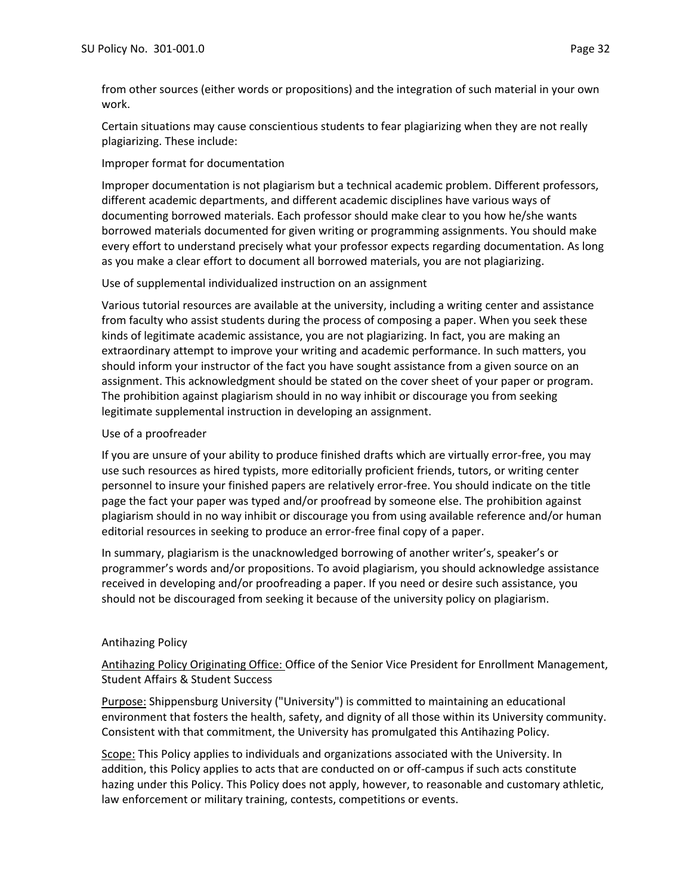from other sources (either words or propositions) and the integration of such material in your own work.

Certain situations may cause conscientious students to fear plagiarizing when they are not really plagiarizing. These include:

Improper format for documentation

Improper documentation is not plagiarism but a technical academic problem. Different professors, different academic departments, and different academic disciplines have various ways of documenting borrowed materials. Each professor should make clear to you how he/she wants borrowed materials documented for given writing or programming assignments. You should make every effort to understand precisely what your professor expects regarding documentation. As long as you make a clear effort to document all borrowed materials, you are not plagiarizing.

Use of supplemental individualized instruction on an assignment

Various tutorial resources are available at the university, including a writing center and assistance from faculty who assist students during the process of composing a paper. When you seek these kinds of legitimate academic assistance, you are not plagiarizing. In fact, you are making an extraordinary attempt to improve your writing and academic performance. In such matters, you should inform your instructor of the fact you have sought assistance from a given source on an assignment. This acknowledgment should be stated on the cover sheet of your paper or program. The prohibition against plagiarism should in no way inhibit or discourage you from seeking legitimate supplemental instruction in developing an assignment.

Use of a proofreader

If you are unsure of your ability to produce finished drafts which are virtually error-free, you may use such resources as hired typists, more editorially proficient friends, tutors, or writing center personnel to insure your finished papers are relatively error-free. You should indicate on the title page the fact your paper was typed and/or proofread by someone else. The prohibition against plagiarism should in no way inhibit or discourage you from using available reference and/or human editorial resources in seeking to produce an error-free final copy of a paper.

In summary, plagiarism is the unacknowledged borrowing of another writer's, speaker's or programmer's words and/or propositions. To avoid plagiarism, you should acknowledge assistance received in developing and/or proofreading a paper. If you need or desire such assistance, you should not be discouraged from seeking it because of the university policy on plagiarism.

Antihazing Policy

Antihazing Policy Originating Office: Office of the Senior Vice President for Enrollment Management, Student Affairs & Student Success

Purpose: Shippensburg University ("University") is committed to maintaining an educational environment that fosters the health, safety, and dignity of all those within its University community. Consistent with that commitment, the University has promulgated this Antihazing Policy.

Scope: This Policy applies to individuals and organizations associated with the University. In addition, this Policy applies to acts that are conducted on or off-campus if such acts constitute hazing under this Policy. This Policy does not apply, however, to reasonable and customary athletic, law enforcement or military training, contests, competitions or events.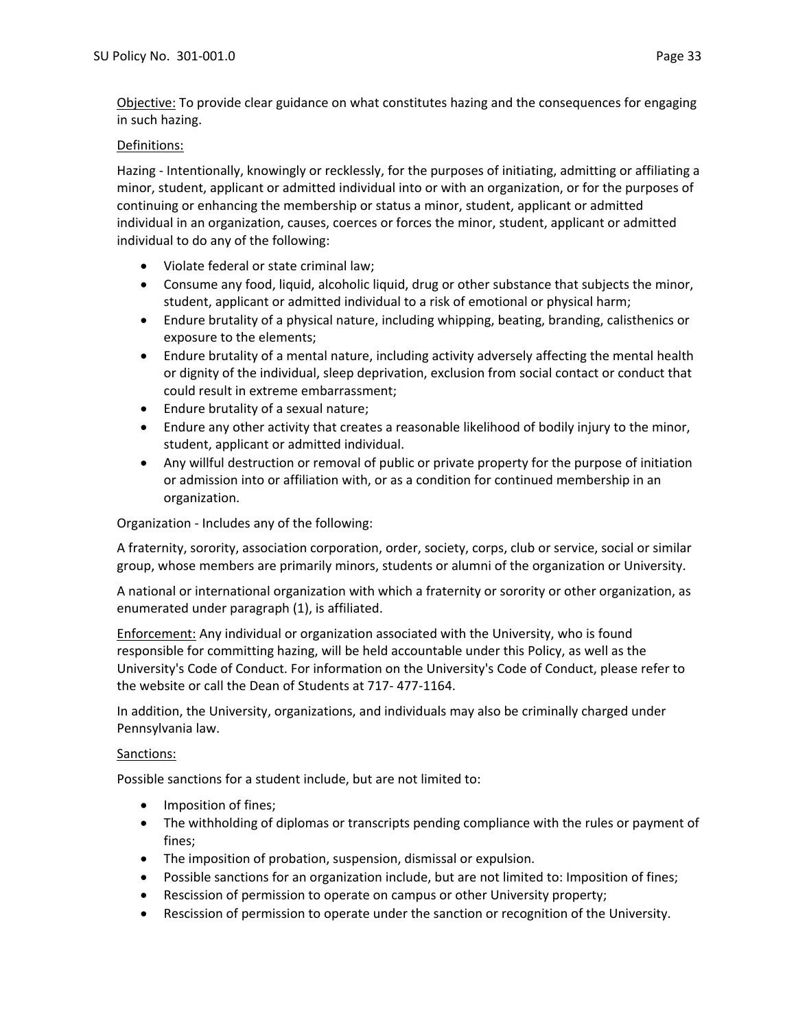Objective: To provide clear guidance on what constitutes hazing and the consequences for engaging in such hazing.

Definitions:

Hazing - Intentionally, knowingly or recklessly, for the purposes of initiating, admitting or affiliating a minor, student, applicant or admitted individual into or with an organization, or for the purposes of continuing or enhancing the membership or status a minor, student, applicant or admitted individual in an organization, causes, coerces or forces the minor, student, applicant or admitted individual to do any of the following:

- Violate federal or state criminal law;
- Consume any food, liquid, alcoholic liquid, drug or other substance that subjects the minor, student, applicant or admitted individual to a risk of emotional or physical harm;
- Endure brutality of a physical nature, including whipping, beating, branding, calisthenics or exposure to the elements;
- Endure brutality of a mental nature, including activity adversely affecting the mental health or dignity of the individual, sleep deprivation, exclusion from social contact or conduct that could result in extreme embarrassment;
- Endure brutality of a sexual nature;
- Endure any other activity that creates a reasonable likelihood of bodily injury to the minor, student, applicant or admitted individual.
- Any willful destruction or removal of public or private property for the purpose of initiation or admission into or affiliation with, or as a condition for continued membership in an organization.

Organization - Includes any of the following:

A fraternity, sorority, association corporation, order, society, corps, club or service, social or similar group, whose members are primarily minors, students or alumni of the organization or University.

A national or international organization with which a fraternity or sorority or other organization, as enumerated under paragraph (1), is affiliated.

Enforcement: Any individual or organization associated with the University, who is found responsible for committing hazing, will be held accountable under this Policy, as well as the University's Code of Conduct. For information on the University's Code of Conduct, please refer to the website or call the Dean of Students at 717- 477-1164.

In addition, the University, organizations, and individuals may also be criminally charged under Pennsylvania law.

Sanctions:

Possible sanctions for a student include, but are not limited to:

- Imposition of fines;
- The withholding of diplomas or transcripts pending compliance with the rules or payment of fines;
- The imposition of probation, suspension, dismissal or expulsion.
- Possible sanctions for an organization include, but are not limited to: Imposition of fines;
- Rescission of permission to operate on campus or other University property;
- Rescission of permission to operate under the sanction or recognition of the University.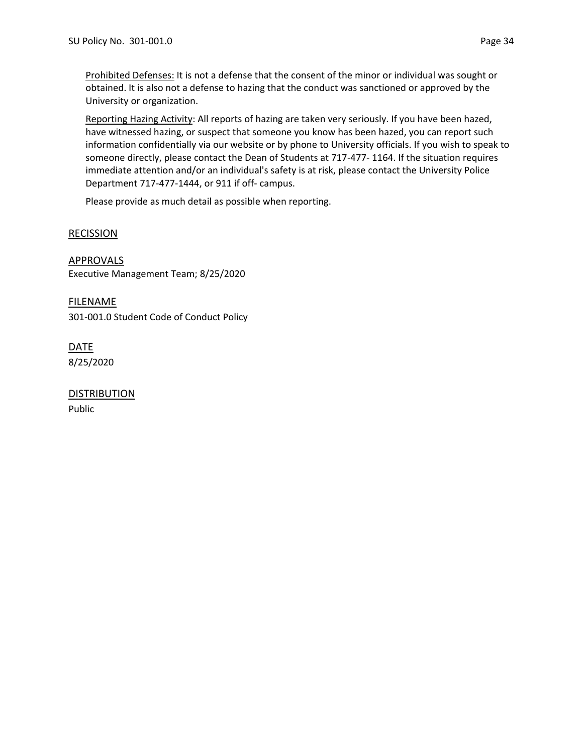Prohibited Defenses: It is not a defense that the consent of the minor or individual was sought or obtained. It is also not a defense to hazing that the conduct was sanctioned or approved by the University or organization.

Reporting Hazing Activity: All reports of hazing are taken very seriously. If you have been hazed, have witnessed hazing, or suspect that someone you know has been hazed, you can report such information confidentially via our website or by phone to University officials. If you wish to speak to someone directly, please contact the Dean of Students at 717-477- 1164. If the situation requires immediate attention and/or an individual's safety is at risk, please contact the University Police Department 717-477-1444, or 911 if off- campus.

Please provide as much detail as possible when reporting.

## RECISSION

## APPROVALS

Executive Management Team; 8/25/2020

## FILENAME

301-001.0 Student Code of Conduct Policy

## DATE

8/25/2020

## DISTRIBUTION

Public